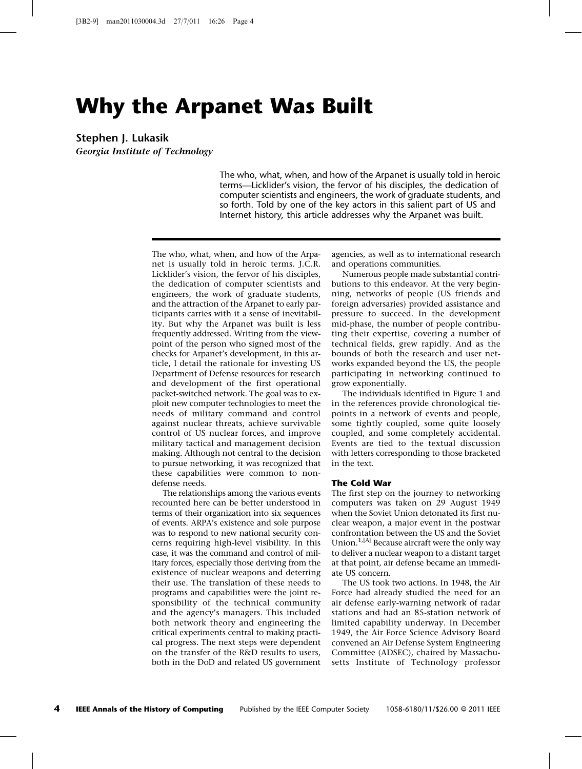# Why the Arpanet Was Built

**Stephen J. Lukasik**
***Georgia Institute of Technology***

The who, what, when, and how of the Arpanet is usually told in heroic terms—Licklider's vision, the fervor of his disciples, the dedication of computer scientists and engineers, the work of graduate students, and so forth. Told by one of the key actors in this salient part of US and Internet history, this article addresses why the Arpanet was built.

The who, what, when, and how of the Arpanet is usually told in heroic terms. J.C.R. Licklider's vision, the fervor of his disciples, the dedication of computer scientists and engineers, the work of graduate students, and the attraction of the Arpanet to early participants carries with it a sense of inevitability. But why the Arpanet was built is less frequently addressed. Writing from the viewpoint of the person who signed most of the checks for Arpanet's development, in this article, I detail the rationale for investing US Department of Defense resources for research and development of the first operational packet-switched network. The goal was to exploit new computer technologies to meet the needs of military command and control against nuclear threats, achieve survivable control of US nuclear forces, and improve military tactical and management decision making. Although not central to the decision to pursue networking, it was recognized that these capabilities were common to nondefense needs.

The relationships among the various events recounted here can be better understood in terms of their organization into six sequences of events. ARPA's existence and sole purpose was to respond to new national security concerns requiring high-level visibility. In this case, it was the command and control of military forces, especially those deriving from the existence of nuclear weapons and deterring their use. The translation of these needs to programs and capabilities were the joint responsibility of the technical community and the agency's managers. This included both network theory and engineering the critical experiments central to making practical progress. The next steps were dependent on the transfer of the R&D results to users, both in the DoD and related US government agencies, as well as to international research and operations communities.

Numerous people made substantial contributions to this endeavor. At the very beginning, networks of people (US friends and foreign adversaries) provided assistance and pressure to succeed. In the development mid-phase, the number of people contributing their expertise, covering a number of technical fields, grew rapidly. And as the bounds of both the research and user networks expanded beyond the US, the people participating in networking continued to grow exponentially.

The individuals identified in Figure 1 and in the references provide chronological tie-points in a network of events and people, some tightly coupled, some quite loosely coupled, and some completely accidental. Events are tied to the textual discussion with letters corresponding to those bracketed in the text.

### The Cold War

The first step on the journey to networking computers was taken on 29 August 1949 when the Soviet Union detonated its first nuclear weapon, a major event in the postwar confrontation between the US and the Soviet Union.[1,[A]] Because aircraft were the only way to deliver a nuclear weapon to a distant target at that point, air defense became an immediate US concern.

The US took two actions. In 1948, the Air Force had already studied the need for an air defense early-warning network of radar stations and had an 85-station network of limited capability underway. In December 1949, the Air Force Science Advisory Board convened an Air Defense System Engineering Committee (ADSEC), chaired by Massachusetts Institute of Technology professor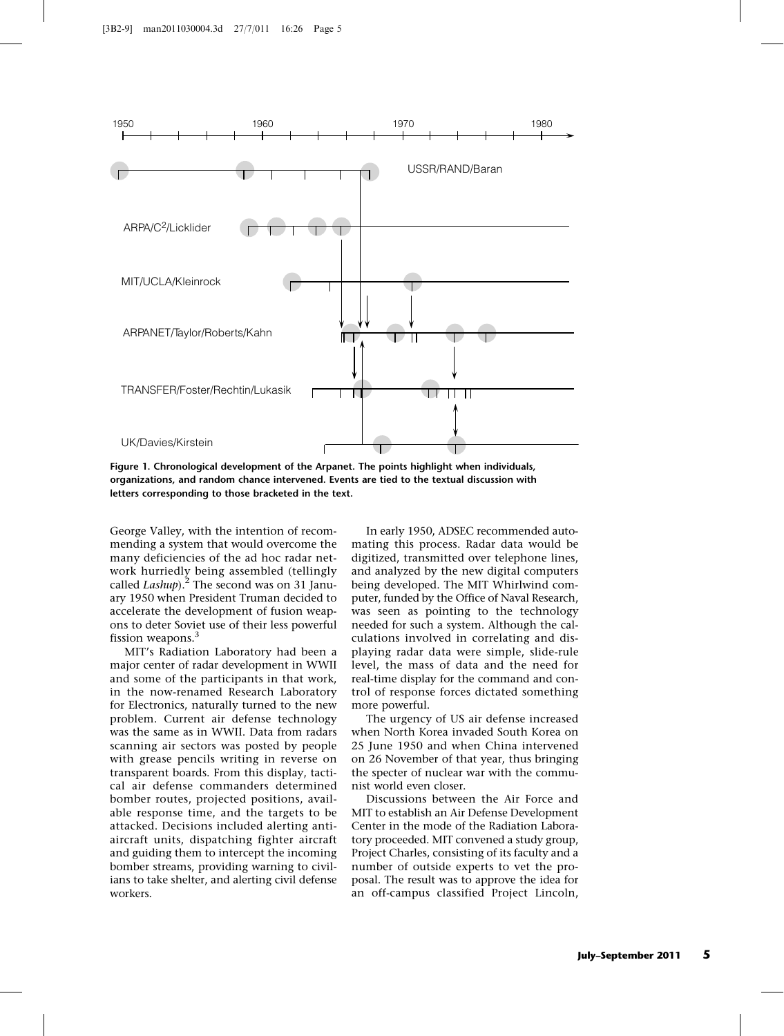1950
1960
1970
1980

USSR/RAND/Baran

ARPA/C[2]/Licklider

MIT/UCLA/Kleinrock

ARPANET/Taylor/Roberts/Kahn

TRANSFER/Foster/Rechtin/Lukasik

UK/Davies/Kirstein

**Figure 1. Chronological development of the Arpanet. The points highlight when individuals, organizations, and random chance intervened. Events are tied to the textual discussion with letters corresponding to those bracketed in the text.**

George Valley, with the intention of recommending a system that would overcome the many deficiencies of the ad hoc radar network hurriedly being assembled (tellingly called *Lashup*).[2] The second was on 31 January 1950 when President Truman decided to accelerate the development of fusion weapons to deter Soviet use of their less powerful fission weapons.[3]

MIT's Radiation Laboratory had been a major center of radar development in WWII and some of the participants in that work, in the now-renamed Research Laboratory for Electronics, naturally turned to the new problem. Current air defense technology was the same as in WWII. Data from radars scanning air sectors was posted by people with grease pencils writing in reverse on transparent boards. From this display, tactical air defense commanders determined bomber routes, projected positions, available response time, and the targets to be attacked. Decisions included alerting antiaircraft units, dispatching fighter aircraft and guiding them to intercept the incoming bomber streams, providing warning to civilians to take shelter, and alerting civil defense workers.

In early 1950, ADSEC recommended automating this process. Radar data would be digitized, transmitted over telephone lines, and analyzed by the new digital computers being developed. The MIT Whirlwind computer, funded by the Office of Naval Research, was seen as pointing to the technology needed for such a system. Although the calculations involved in correlating and displaying radar data were simple, slide-rule level, the mass of data and the need for real-time display for the command and control of response forces dictated something more powerful.

The urgency of US air defense increased when North Korea invaded South Korea on 25 June 1950 and when China intervened on 26 November of that year, thus bringing the specter of nuclear war with the communist world even closer.

Discussions between the Air Force and MIT to establish an Air Defense Development Center in the mode of the Radiation Laboratory proceeded. MIT convened a study group, Project Charles, consisting of its faculty and a number of outside experts to vet the proposal. The result was to approve the idea for an off-campus classified Project Lincoln,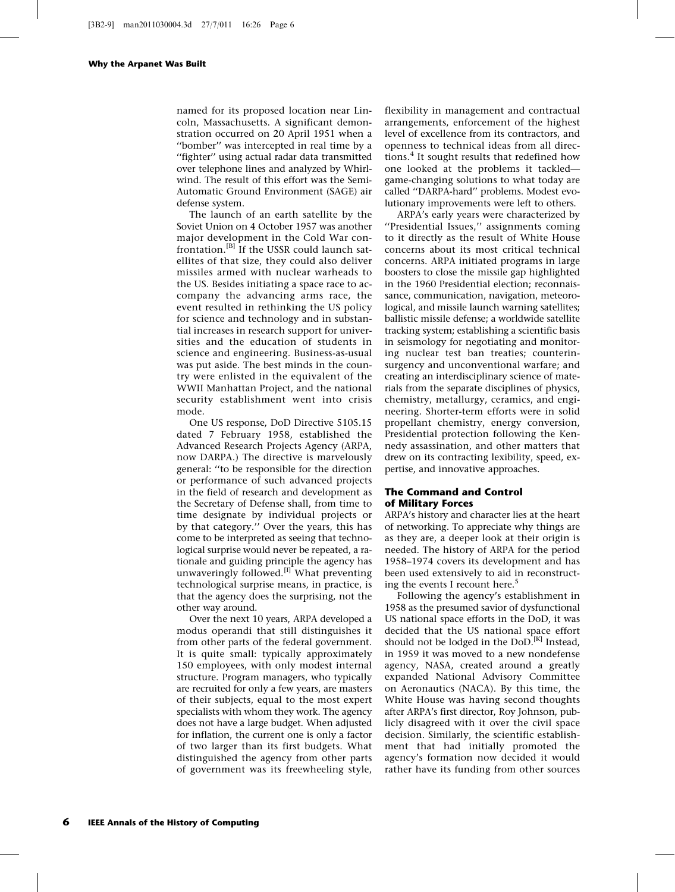named for its proposed location near Lincoln, Massachusetts. A significant demonstration occurred on 20 April 1951 when a ''bomber'' was intercepted in real time by a ''fighter'' using actual radar data transmitted over telephone lines and analyzed by Whirlwind. The result of this effort was the Semi-Automatic Ground Environment (SAGE) air defense system.

The launch of an earth satellite by the Soviet Union on 4 October 1957 was another major development in the Cold War confrontation.[B] If the USSR could launch satellites of that size, they could also deliver missiles armed with nuclear warheads to the US. Besides initiating a space race to accompany the advancing arms race, the event resulted in rethinking the US policy for science and technology and in substantial increases in research support for universities and the education of students in science and engineering. Business-as-usual was put aside. The best minds in the country were enlisted in the equivalent of the WWII Manhattan Project, and the national security establishment went into crisis mode.

One US response, DoD Directive 5105.15 dated 7 February 1958, established the Advanced Research Projects Agency (ARPA, now DARPA.) The directive is marvelously general: ''to be responsible for the direction or performance of such advanced projects in the field of research and development as the Secretary of Defense shall, from time to time designate by individual projects or by that category.'' Over the years, this has come to be interpreted as seeing that technological surprise would never be repeated, a rationale and guiding principle the agency has unwaveringly followed.[I] What preventing technological surprise means, in practice, is that the agency does the surprising, not the other way around.

Over the next 10 years, ARPA developed a modus operandi that still distinguishes it from other parts of the federal government. It is quite small: typically approximately 150 employees, with only modest internal structure. Program managers, who typically are recruited for only a few years, are masters of their subjects, equal to the most expert specialists with whom they work. The agency does not have a large budget. When adjusted for inflation, the current one is only a factor of two larger than its first budgets. What distinguished the agency from other parts of government was its freewheeling style, flexibility in management and contractual arrangements, enforcement of the highest level of excellence from its contractors, and openness to technical ideas from all directions.[4] It sought results that redefined how one looked at the problems it tackled—game-changing solutions to what today are called ''DARPA-hard'' problems. Modest evolutionary improvements were left to others.

ARPA's early years were characterized by ''Presidential Issues,'' assignments coming to it directly as the result of White House concerns about its most critical technical concerns. ARPA initiated programs in large boosters to close the missile gap highlighted in the 1960 Presidential election; reconnaissance, communication, navigation, meteorological, and missile launch warning satellites; ballistic missile defense; a worldwide satellite tracking system; establishing a scientific basis in seismology for negotiating and monitoring nuclear test ban treaties; counterinsurgency and unconventional warfare; and creating an interdisciplinary science of materials from the separate disciplines of physics, chemistry, metallurgy, ceramics, and engineering. Shorter-term efforts were in solid propellant chemistry, energy conversion, Presidential protection following the Kennedy assassination, and other matters that drew on its contracting lexibility, speed, expertise, and innovative approaches.

## The Command and Control of Military Forces

ARPA's history and character lies at the heart of networking. To appreciate why things are as they are, a deeper look at their origin is needed. The history of ARPA for the period 1958–1974 covers its development and has been used extensively to aid in reconstructing the events I recount here.[5]

Following the agency's establishment in 1958 as the presumed savior of dysfunctional US national space efforts in the DoD, it was decided that the US national space effort should not be lodged in the DoD.[K] Instead, in 1959 it was moved to a new nondefense agency, NASA, created around a greatly expanded National Advisory Committee on Aeronautics (NACA). By this time, the White House was having second thoughts after ARPA's first director, Roy Johnson, publicly disagreed with it over the civil space decision. Similarly, the scientific establishment that had initially promoted the agency's formation now decided it would rather have its funding from other sources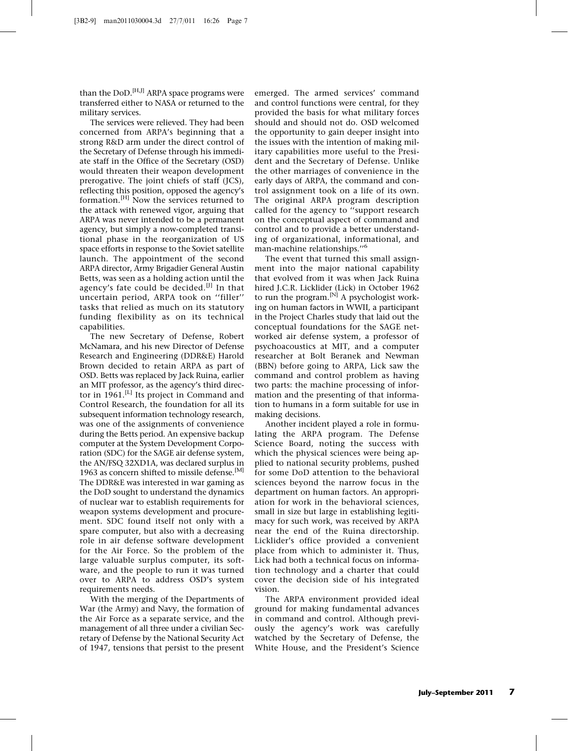than the DoD.[H,J] ARPA space programs were transferred either to NASA or returned to the military services.

The services were relieved. They had been concerned from ARPA's beginning that a strong R&D arm under the direct control of the Secretary of Defense through his immediate staff in the Office of the Secretary (OSD) would threaten their weapon development prerogative. The joint chiefs of staff (JCS), reflecting this position, opposed the agency's formation.[H] Now the services returned to the attack with renewed vigor, arguing that ARPA was never intended to be a permanent agency, but simply a now-completed transitional phase in the reorganization of US space efforts in response to the Soviet satellite launch. The appointment of the second ARPA director, Army Brigadier General Austin Betts, was seen as a holding action until the agency's fate could be decided.[J] In that uncertain period, ARPA took on ''filler'' tasks that relied as much on its statutory funding flexibility as on its technical capabilities.

The new Secretary of Defense, Robert McNamara, and his new Director of Defense Research and Engineering (DDR&E) Harold Brown decided to retain ARPA as part of OSD. Betts was replaced by Jack Ruina, earlier an MIT professor, as the agency's third director in 1961.[L] Its project in Command and Control Research, the foundation for all its subsequent information technology research, was one of the assignments of convenience during the Betts period. An expensive backup computer at the System Development Corporation (SDC) for the SAGE air defense system, the AN/FSQ 32XD1A, was declared surplus in 1963 as concern shifted to missile defense.[M] The DDR&E was interested in war gaming as the DoD sought to understand the dynamics of nuclear war to establish requirements for weapon systems development and procurement. SDC found itself not only with a spare computer, but also with a decreasing role in air defense software development for the Air Force. So the problem of the large valuable surplus computer, its software, and the people to run it was turned over to ARPA to address OSD's system requirements needs.

With the merging of the Departments of War (the Army) and Navy, the formation of the Air Force as a separate service, and the management of all three under a civilian Secretary of Defense by the National Security Act of 1947, tensions that persist to the present emerged. The armed services' command and control functions were central, for they provided the basis for what military forces should and should not do. OSD welcomed the opportunity to gain deeper insight into the issues with the intention of making military capabilities more useful to the President and the Secretary of Defense. Unlike the other marriages of convenience in the early days of ARPA, the command and control assignment took on a life of its own. The original ARPA program description called for the agency to ''support research on the conceptual aspect of command and control and to provide a better understanding of organizational, informational, and man-machine relationships.''[6]

The event that turned this small assignment into the major national capability that evolved from it was when Jack Ruina hired J.C.R. Licklider (Lick) in October 1962 to run the program.[N] A psychologist working on human factors in WWII, a participant in the Project Charles study that laid out the conceptual foundations for the SAGE networked air defense system, a professor of psychoacoustics at MIT, and a computer researcher at Bolt Beranek and Newman (BBN) before going to ARPA, Lick saw the command and control problem as having two parts: the machine processing of information and the presenting of that information to humans in a form suitable for use in making decisions.

Another incident played a role in formulating the ARPA program. The Defense Science Board, noting the success with which the physical sciences were being applied to national security problems, pushed for some DoD attention to the behavioral sciences beyond the narrow focus in the department on human factors. An appropriation for work in the behavioral sciences, small in size but large in establishing legitimacy for such work, was received by ARPA near the end of the Ruina directorship. Licklider's office provided a convenient place from which to administer it. Thus, Lick had both a technical focus on information technology and a charter that could cover the decision side of his integrated vision.

The ARPA environment provided ideal ground for making fundamental advances in command and control. Although previously the agency's work was carefully watched by the Secretary of Defense, the White House, and the President's Science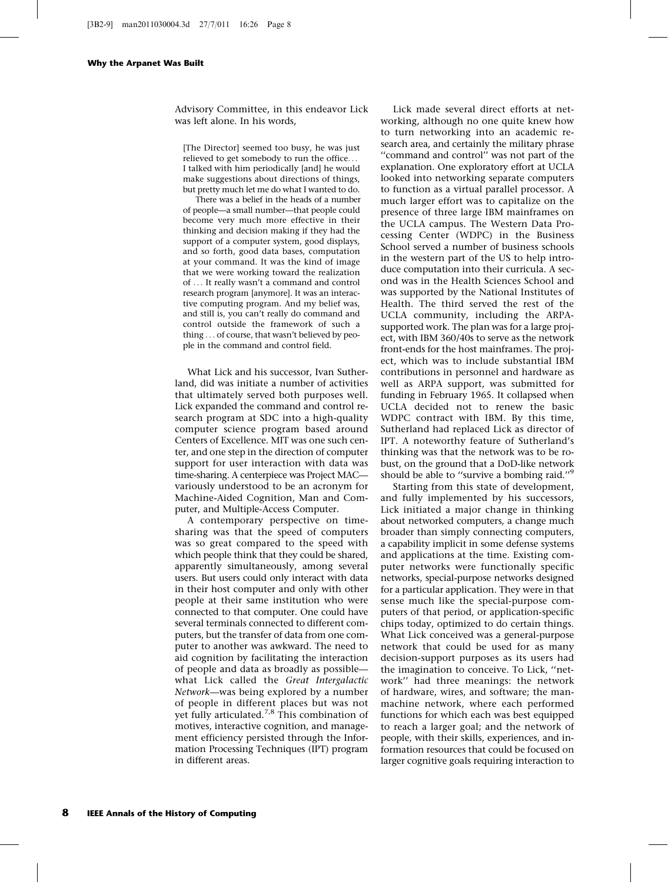Advisory Committee, in this endeavor Lick was left alone. In his words,

> [The Director] seemed too busy, he was just relieved to get somebody to run the office... I talked with him periodically [and] he would make suggestions about directions of things, but pretty much let me do what I wanted to do.
>
> There was a belief in the heads of a number of people—a small number—that people could become very much more effective in their thinking and decision making if they had the support of a computer system, good displays, and so forth, good data bases, computation at your command. It was the kind of image that we were working toward the realization of ... It really wasn't a command and control research program [anymore]. It was an interactive computing program. And my belief was, and still is, you can't really do command and control outside the framework of such a thing ... of course, that wasn't believed by people in the command and control field.

What Lick and his successor, Ivan Sutherland, did was initiate a number of activities that ultimately served both purposes well. Lick expanded the command and control research program at SDC into a high-quality computer science program based around Centers of Excellence. MIT was one such center, and one step in the direction of computer support for user interaction with data was time-sharing. A centerpiece was Project MAC—variously understood to be an acronym for Machine-Aided Cognition, Man and Computer, and Multiple-Access Computer.

A contemporary perspective on time-sharing was that the speed of computers was so great compared to the speed with which people think that they could be shared, apparently simultaneously, among several users. But users could only interact with data in their host computer and only with other people at their same institution who were connected to that computer. One could have several terminals connected to different computers, but the transfer of data from one computer to another was awkward. The need to aid cognition by facilitating the interaction of people and data as broadly as possible—what Lick called the *Great Intergalactic Network*—was being explored by a number of people in different places but was not yet fully articulated.[7,8] This combination of motives, interactive cognition, and management efficiency persisted through the Information Processing Techniques (IPT) program in different areas.

Lick made several direct efforts at networking, although no one quite knew how to turn networking into an academic research area, and certainly the military phrase "command and control" was not part of the explanation. One exploratory effort at UCLA looked into networking separate computers to function as a virtual parallel processor. A much larger effort was to capitalize on the presence of three large IBM mainframes on the UCLA campus. The Western Data Processing Center (WDPC) in the Business School served a number of business schools in the western part of the US to help introduce computation into their curricula. A second was in the Health Sciences School and was supported by the National Institutes of Health. The third served the rest of the UCLA community, including the ARPA-supported work. The plan was for a large project, with IBM 360/40s to serve as the network front-ends for the host mainframes. The project, which was to include substantial IBM contributions in personnel and hardware as well as ARPA support, was submitted for funding in February 1965. It collapsed when UCLA decided not to renew the basic WDPC contract with IBM. By this time, Sutherland had replaced Lick as director of IPT. A noteworthy feature of Sutherland's thinking was that the network was to be robust, on the ground that a DoD-like network should be able to "survive a bombing raid."[9]

Starting from this state of development, and fully implemented by his successors, Lick initiated a major change in thinking about networked computers, a change much broader than simply connecting computers, a capability implicit in some defense systems and applications at the time. Existing computer networks were functionally specific networks, special-purpose networks designed for a particular application. They were in that sense much like the special-purpose computers of that period, or application-specific chips today, optimized to do certain things. What Lick conceived was a general-purpose network that could be used for as many decision-support purposes as its users had the imagination to conceive. To Lick, "network" had three meanings: the network of hardware, wires, and software; the man-machine network, where each performed functions for which each was best equipped to reach a larger goal; and the network of people, with their skills, experiences, and information resources that could be focused on larger cognitive goals requiring interaction to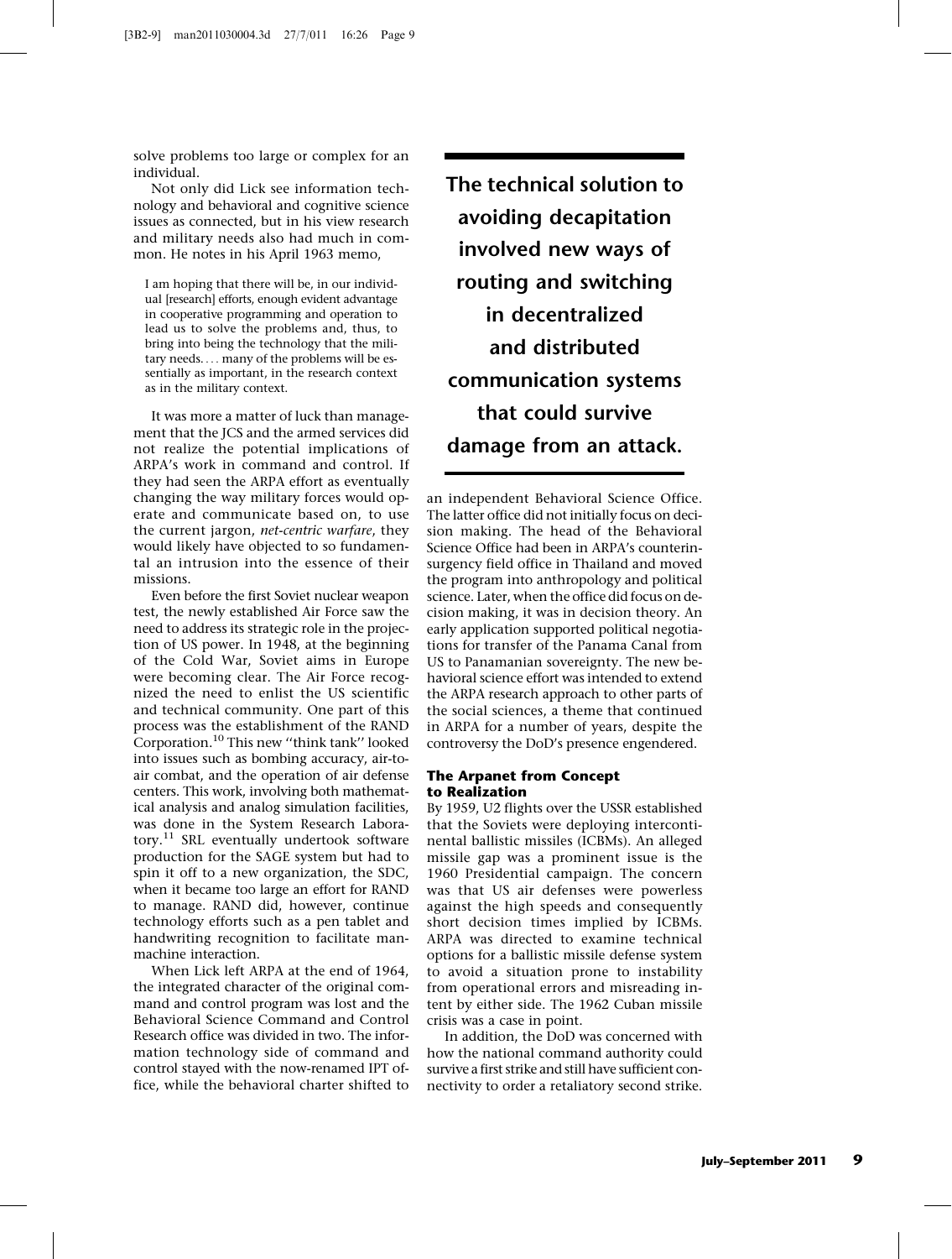solve problems too large or complex for an individual.

Not only did Lick see information technology and behavioral and cognitive science issues as connected, but in his view research and military needs also had much in common. He notes in his April 1963 memo,

> I am hoping that there will be, in our individual [research] efforts, enough evident advantage in cooperative programming and operation to lead us to solve the problems and, thus, to bring into being the technology that the military needs. . . . many of the problems will be essentially as important, in the research context as in the military context.

It was more a matter of luck than management that the JCS and the armed services did not realize the potential implications of ARPA's work in command and control. If they had seen the ARPA effort as eventually changing the way military forces would operate and communicate based on, to use the current jargon, *net-centric warfare*, they would likely have objected to so fundamental an intrusion into the essence of their missions.

Even before the first Soviet nuclear weapon test, the newly established Air Force saw the need to address its strategic role in the projection of US power. In 1948, at the beginning of the Cold War, Soviet aims in Europe were becoming clear. The Air Force recognized the need to enlist the US scientific and technical community. One part of this process was the establishment of the RAND Corporation.[10] This new "think tank" looked into issues such as bombing accuracy, air-to-air combat, and the operation of air defense centers. This work, involving both mathematical analysis and analog simulation facilities, was done in the System Research Laboratory.[11] SRL eventually undertook software production for the SAGE system but had to spin it off to a new organization, the SDC, when it became too large an effort for RAND to manage. RAND did, however, continue technology efforts such as a pen tablet and handwriting recognition to facilitate man-machine interaction.

When Lick left ARPA at the end of 1964, the integrated character of the original command and control program was lost and the Behavioral Science Command and Control Research office was divided in two. The information technology side of command and control stayed with the now-renamed IPT office, while the behavioral charter shifted to an independent Behavioral Science Office. The latter office did not initially focus on decision making. The head of the Behavioral Science Office had been in ARPA's counterinsurgency field office in Thailand and moved the program into anthropology and political science. Later, when the office did focus on decision making, it was in decision theory. An early application supported political negotiations for transfer of the Panama Canal from US to Panamanian sovereignty. The new behavioral science effort was intended to extend the ARPA research approach to other parts of the social sciences, a theme that continued in ARPA for a number of years, despite the controversy the DoD's presence engendered.

**The technical solution to avoiding decapitation involved new ways of routing and switching in decentralized and distributed communication systems that could survive damage from an attack.**

### The Arpanet from Concept to Realization

By 1959, U2 flights over the USSR established that the Soviets were deploying intercontinental ballistic missiles (ICBMs). An alleged missile gap was a prominent issue is the 1960 Presidential campaign. The concern was that US air defenses were powerless against the high speeds and consequently short decision times implied by ICBMs. ARPA was directed to examine technical options for a ballistic missile defense system to avoid a situation prone to instability from operational errors and misreading intent by either side. The 1962 Cuban missile crisis was a case in point.

In addition, the DoD was concerned with how the national command authority could survive a first strike and still have sufficient connectivity to order a retaliatory second strike.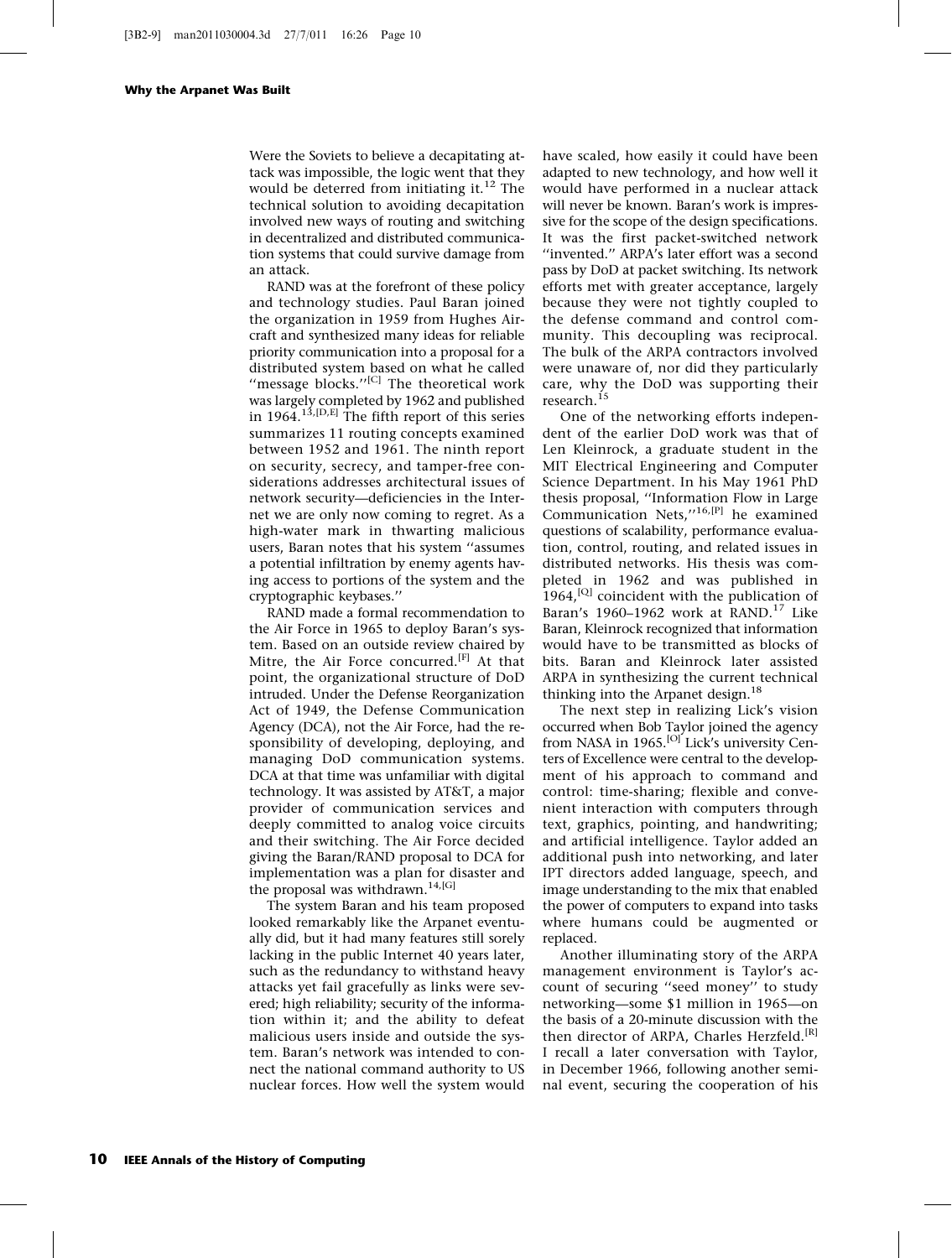Were the Soviets to believe a decapitating attack was impossible, the logic went that they would be deterred from initiating it.[12] The technical solution to avoiding decapitation involved new ways of routing and switching in decentralized and distributed communication systems that could survive damage from an attack.

RAND was at the forefront of these policy and technology studies. Paul Baran joined the organization in 1959 from Hughes Aircraft and synthesized many ideas for reliable priority communication into a proposal for a distributed system based on what he called ''message blocks.''[C] The theoretical work was largely completed by 1962 and published in 1964.[13,D,E] The fifth report of this series summarizes 11 routing concepts examined between 1952 and 1961. The ninth report on security, secrecy, and tamper-free considerations addresses architectural issues of network security—deficiencies in the Internet we are only now coming to regret. As a high-water mark in thwarting malicious users, Baran notes that his system ''assumes a potential infiltration by enemy agents having access to portions of the system and the cryptographic keybases.''

RAND made a formal recommendation to the Air Force in 1965 to deploy Baran's system. Based on an outside review chaired by Mitre, the Air Force concurred.[F] At that point, the organizational structure of DoD intruded. Under the Defense Reorganization Act of 1949, the Defense Communication Agency (DCA), not the Air Force, had the responsibility of developing, deploying, and managing DoD communication systems. DCA at that time was unfamiliar with digital technology. It was assisted by AT&T, a major provider of communication services and deeply committed to analog voice circuits and their switching. The Air Force decided giving the Baran/RAND proposal to DCA for implementation was a plan for disaster and the proposal was withdrawn.[14,G]

The system Baran and his team proposed looked remarkably like the Arpanet eventually did, but it had many features still sorely lacking in the public Internet 40 years later, such as the redundancy to withstand heavy attacks yet fail gracefully as links were severed; high reliability; security of the information within it; and the ability to defeat malicious users inside and outside the system. Baran's network was intended to connect the national command authority to US nuclear forces. How well the system would have scaled, how easily it could have been adapted to new technology, and how well it would have performed in a nuclear attack will never be known. Baran's work is impressive for the scope of the design specifications. It was the first packet-switched network ''invented.'' ARPA's later effort was a second pass by DoD at packet switching. Its network efforts met with greater acceptance, largely because they were not tightly coupled to the defense command and control community. This decoupling was reciprocal. The bulk of the ARPA contractors involved were unaware of, nor did they particularly care, why the DoD was supporting their research.[15]

One of the networking efforts independent of the earlier DoD work was that of Len Kleinrock, a graduate student in the MIT Electrical Engineering and Computer Science Department. In his May 1961 PhD thesis proposal, ''Information Flow in Large Communication Nets,''[16,P] he examined questions of scalability, performance evaluation, control, routing, and related issues in distributed networks. His thesis was completed in 1962 and was published in 1964,[Q] coincident with the publication of Baran's 1960–1962 work at RAND.[17] Like Baran, Kleinrock recognized that information would have to be transmitted as blocks of bits. Baran and Kleinrock later assisted ARPA in synthesizing the current technical thinking into the Arpanet design.[18]

The next step in realizing Lick's vision occurred when Bob Taylor joined the agency from NASA in 1965.[O] Lick's university Centers of Excellence were central to the development of his approach to command and control: time-sharing; flexible and convenient interaction with computers through text, graphics, pointing, and handwriting; and artificial intelligence. Taylor added an additional push into networking, and later IPT directors added language, speech, and image understanding to the mix that enabled the power of computers to expand into tasks where humans could be augmented or replaced.

Another illuminating story of the ARPA management environment is Taylor's account of securing ''seed money'' to study networking—some \$1 million in 1965—on the basis of a 20-minute discussion with the then director of ARPA, Charles Herzfeld.[R] I recall a later conversation with Taylor, in December 1966, following another seminal event, securing the cooperation of his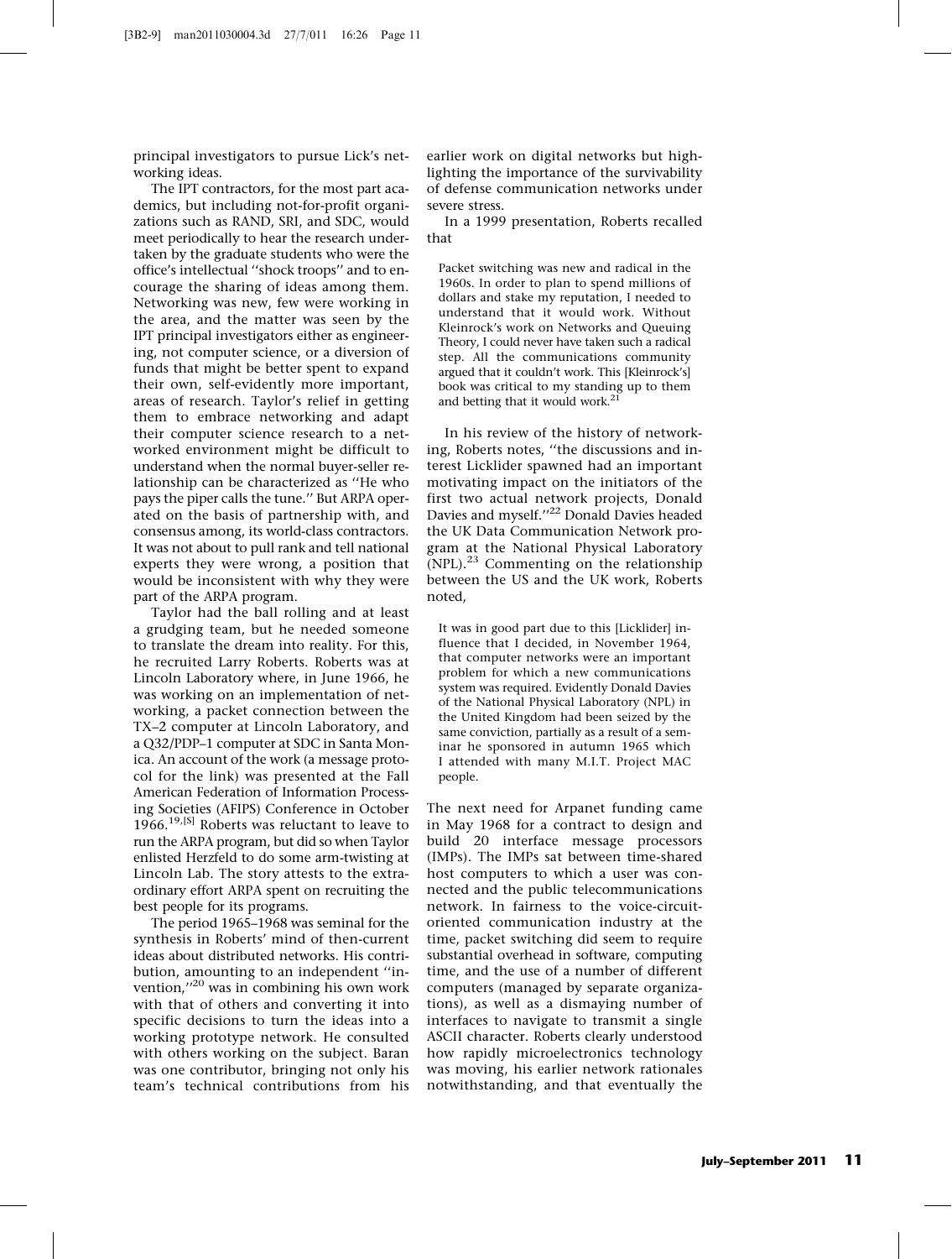principal investigators to pursue Lick's networking ideas.

The IPT contractors, for the most part academics, but including not-for-profit organizations such as RAND, SRI, and SDC, would meet periodically to hear the research undertaken by the graduate students who were the office's intellectual "shock troops" and to encourage the sharing of ideas among them. Networking was new, few were working in the area, and the matter was seen by the IPT principal investigators either as engineering, not computer science, or a diversion of funds that might be better spent to expand their own, self-evidently more important, areas of research. Taylor's relief in getting them to embrace networking and adapt their computer science research to a networked environment might be difficult to understand when the normal buyer-seller relationship can be characterized as "He who pays the piper calls the tune." But ARPA operated on the basis of partnership with, and consensus among, its world-class contractors. It was not about to pull rank and tell national experts they were wrong, a position that would be inconsistent with why they were part of the ARPA program.

Taylor had the ball rolling and at least a grudging team, but he needed someone to translate the dream into reality. For this, he recruited Larry Roberts. Roberts was at Lincoln Laboratory where, in June 1966, he was working on an implementation of networking, a packet connection between the TX–2 computer at Lincoln Laboratory, and a Q32/PDP–1 computer at SDC in Santa Monica. An account of the work (a message protocol for the link) was presented at the Fall American Federation of Information Processing Societies (AFIPS) Conference in October 1966.[19,S] Roberts was reluctant to leave to run the ARPA program, but did so when Taylor enlisted Herzfeld to do some arm-twisting at Lincoln Lab. The story attests to the extraordinary effort ARPA spent on recruiting the best people for its programs.

The period 1965–1968 was seminal for the synthesis in Roberts' mind of then-current ideas about distributed networks. His contribution, amounting to an independent "invention,"[20] was in combining his own work with that of others and converting it into specific decisions to turn the ideas into a working prototype network. He consulted with others working on the subject. Baran was one contributor, bringing not only his team's technical contributions from his earlier work on digital networks but highlighting the importance of the survivability of defense communication networks under severe stress.

In a 1999 presentation, Roberts recalled that

> Packet switching was new and radical in the 1960s. In order to plan to spend millions of dollars and stake my reputation, I needed to understand that it would work. Without Kleinrock's work on Networks and Queuing Theory, I could never have taken such a radical step. All the communications community argued that it couldn't work. This [Kleinrock's] book was critical to my standing up to them and betting that it would work.[21]

In his review of the history of networking, Roberts notes, "the discussions and interest Licklider spawned had an important motivating impact on the initiators of the first two actual network projects, Donald Davies and myself."[22] Donald Davies headed the UK Data Communication Network program at the National Physical Laboratory (NPL).[23] Commenting on the relationship between the US and the UK work, Roberts noted,

> It was in good part due to this [Licklider] influence that I decided, in November 1964, that computer networks were an important problem for which a new communications system was required. Evidently Donald Davies of the National Physical Laboratory (NPL) in the United Kingdom had been seized by the same conviction, partially as a result of a seminar he sponsored in autumn 1965 which I attended with many M.I.T. Project MAC people.

The next need for Arpanet funding came in May 1968 for a contract to design and build 20 interface message processors (IMPs). The IMPs sat between time-shared host computers to which a user was connected and the public telecommunications network. In fairness to the voice-circuit-oriented communication industry at the time, packet switching did seem to require substantial overhead in software, computing time, and the use of a number of different computers (managed by separate organizations), as well as a dismaying number of interfaces to navigate to transmit a single ASCII character. Roberts clearly understood how rapidly microelectronics technology was moving, his earlier network rationales notwithstanding, and that eventually the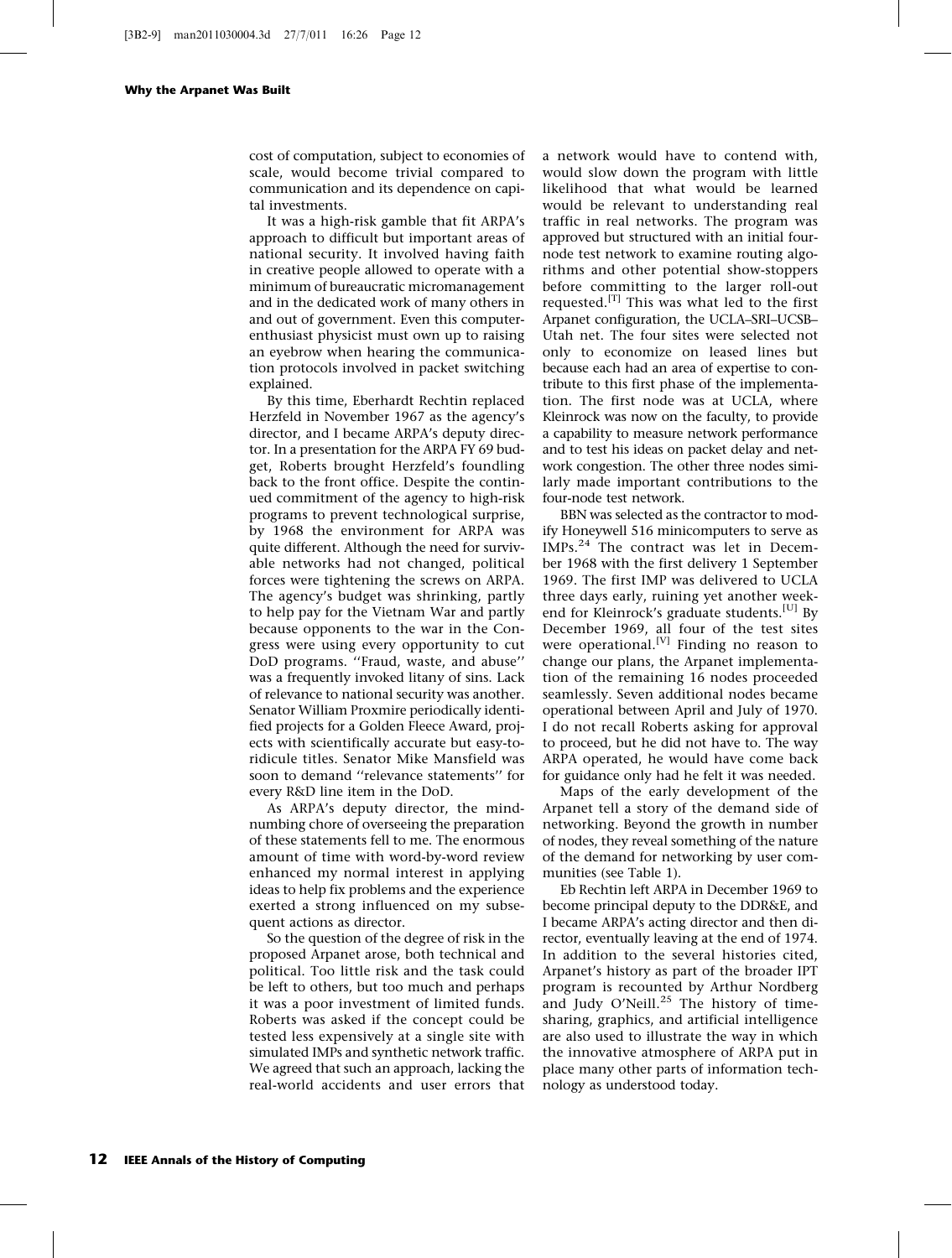cost of computation, subject to economies of scale, would become trivial compared to communication and its dependence on capital investments.

It was a high-risk gamble that fit ARPA's approach to difficult but important areas of national security. It involved having faith in creative people allowed to operate with a minimum of bureaucratic micromanagement and in the dedicated work of many others in and out of government. Even this computer-enthusiast physicist must own up to raising an eyebrow when hearing the communication protocols involved in packet switching explained.

By this time, Eberhardt Rechtin replaced Herzfeld in November 1967 as the agency's director, and I became ARPA's deputy director. In a presentation for the ARPA FY 69 budget, Roberts brought Herzfeld's foundling back to the front office. Despite the continued commitment of the agency to high-risk programs to prevent technological surprise, by 1968 the environment for ARPA was quite different. Although the need for survivable networks had not changed, political forces were tightening the screws on ARPA. The agency's budget was shrinking, partly to help pay for the Vietnam War and partly because opponents to the war in the Congress were using every opportunity to cut DoD programs. ''Fraud, waste, and abuse'' was a frequently invoked litany of sins. Lack of relevance to national security was another. Senator William Proxmire periodically identified projects for a Golden Fleece Award, projects with scientifically accurate but easy-to-ridicule titles. Senator Mike Mansfield was soon to demand ''relevance statements'' for every R&D line item in the DoD.

As ARPA's deputy director, the mind-numbing chore of overseeing the preparation of these statements fell to me. The enormous amount of time with word-by-word review enhanced my normal interest in applying ideas to help fix problems and the experience exerted a strong influenced on my subsequent actions as director.

So the question of the degree of risk in the proposed Arpanet arose, both technical and political. Too little risk and the task could be left to others, but too much and perhaps it was a poor investment of limited funds. Roberts was asked if the concept could be tested less expensively at a single site with simulated IMPs and synthetic network traffic. We agreed that such an approach, lacking the real-world accidents and user errors that a network would have to contend with, would slow down the program with little likelihood that what would be learned would be relevant to understanding real traffic in real networks. The program was approved but structured with an initial four-node test network to examine routing algorithms and other potential show-stoppers before committing to the larger roll-out requested.[T] This was what led to the first Arpanet configuration, the UCLA–SRI–UCSB–Utah net. The four sites were selected not only to economize on leased lines but because each had an area of expertise to contribute to this first phase of the implementation. The first node was at UCLA, where Kleinrock was now on the faculty, to provide a capability to measure network performance and to test his ideas on packet delay and network congestion. The other three nodes similarly made important contributions to the four-node test network.

BBN was selected as the contractor to modify Honeywell 516 minicomputers to serve as IMPs.[24] The contract was let in December 1968 with the first delivery 1 September 1969. The first IMP was delivered to UCLA three days early, ruining yet another weekend for Kleinrock's graduate students.[U] By December 1969, all four of the test sites were operational.[V] Finding no reason to change our plans, the Arpanet implementation of the remaining 16 nodes proceeded seamlessly. Seven additional nodes became operational between April and July of 1970. I do not recall Roberts asking for approval to proceed, but he did not have to. The way ARPA operated, he would have come back for guidance only had he felt it was needed.

Maps of the early development of the Arpanet tell a story of the demand side of networking. Beyond the growth in number of nodes, they reveal something of the nature of the demand for networking by user communities (see Table 1).

Eb Rechtin left ARPA in December 1969 to become principal deputy to the DDR&E, and I became ARPA's acting director and then director, eventually leaving at the end of 1974. In addition to the several histories cited, Arpanet's history as part of the broader IPT program is recounted by Arthur Nordberg and Judy O'Neill.[25] The history of time-sharing, graphics, and artificial intelligence are also used to illustrate the way in which the innovative atmosphere of ARPA put in place many other parts of information technology as understood today.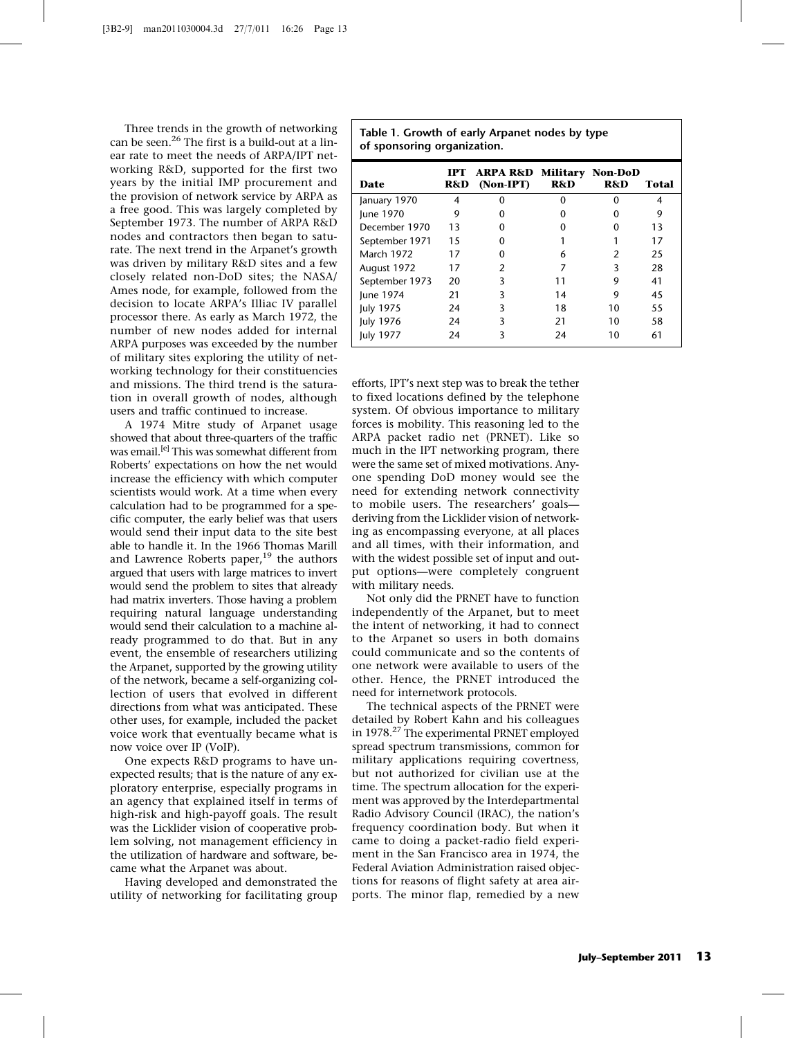Three trends in the growth of networking can be seen.[26] The first is a build-out at a linear rate to meet the needs of ARPA/IPT networking R&D, supported for the first two years by the initial IMP procurement and the provision of network service by ARPA as a free good. This was largely completed by September 1973. The number of ARPA R&D nodes and contractors then began to saturate. The next trend in the Arpanet's growth was driven by military R&D sites and a few closely related non-DoD sites; the NASA/Ames node, for example, followed from the decision to locate ARPA's Illiac IV parallel processor there. As early as March 1972, the number of new nodes added for internal ARPA purposes was exceeded by the number of military sites exploring the utility of networking technology for their constituencies and missions. The third trend is the saturation in overall growth of nodes, although users and traffic continued to increase.

A 1974 Mitre study of Arpanet usage showed that about three-quarters of the traffic was email.[e] This was somewhat different from Roberts' expectations on how the net would increase the efficiency with which computer scientists would work. At a time when every calculation had to be programmed for a specific computer, the early belief was that users would send their input data to the site best able to handle it. In the 1966 Thomas Marill and Lawrence Roberts paper,[19] the authors argued that users with large matrices to invert would send the problem to sites that already had matrix inverters. Those having a problem requiring natural language understanding would send their calculation to a machine already programmed to do that. But in any event, the ensemble of researchers utilizing the Arpanet, supported by the growing utility of the network, became a self-organizing collection of users that evolved in different directions from what was anticipated. These other uses, for example, included the packet voice work that eventually became what is now voice over IP (VoIP).

One expects R&D programs to have unexpected results; that is the nature of any exploratory enterprise, especially programs in an agency that explained itself in terms of high-risk and high-payoff goals. The result was the Licklider vision of cooperative problem solving, not management efficiency in the utilization of hardware and software, became what the Arpanet was about.

Having developed and demonstrated the utility of networking for facilitating group efforts, IPT's next step was to break the tether to fixed locations defined by the telephone system. Of obvious importance to military forces is mobility. This reasoning led to the ARPA packet radio net (PRNET). Like so much in the IPT networking program, there were the same set of mixed motivations. Anyone spending DoD money would see the need for extending network connectivity to mobile users. The researchers' goals—deriving from the Licklider vision of networking as encompassing everyone, at all places and all times, with their information, and with the widest possible set of input and output options—were completely congruent with military needs.

Not only did the PRNET have to function independently of the Arpanet, but to meet the intent of networking, it had to connect to the Arpanet so users in both domains could communicate and so the contents of one network were available to users of the other. Hence, the PRNET introduced the need for internetwork protocols.

The technical aspects of the PRNET were detailed by Robert Kahn and his colleagues in 1978.[27] The experimental PRNET employed spread spectrum transmissions, common for military applications requiring covertness, but not authorized for civilian use at the time. The spectrum allocation for the experiment was approved by the Interdepartmental Radio Advisory Council (IRAC), the nation's frequency coordination body. But when it came to doing a packet-radio field experiment in the San Francisco area in 1974, the Federal Aviation Administration raised objections for reasons of flight safety at area airports. The minor flap, remedied by a new

**Table 1. Growth of early Arpanet nodes by type of sponsoring organization.**

| Date | IPT R&D | ARPA R&D (Non-IPT) | Military R&D | Non-DoD R&D | Total |
|---|---|---|---|---|---|
| January 1970 | 4 | 0 | 0 | 0 | 4 |
| June 1970 | 9 | 0 | 0 | 0 | 9 |
| December 1970 | 13 | 0 | 0 | 0 | 13 |
| September 1971 | 15 | 0 | 1 | 1 | 17 |
| March 1972 | 17 | 0 | 6 | 2 | 25 |
| August 1972 | 17 | 2 | 7 | 3 | 28 |
| September 1973 | 20 | 3 | 11 | 9 | 41 |
| June 1974 | 21 | 3 | 14 | 9 | 45 |
| July 1975 | 24 | 3 | 18 | 10 | 55 |
| July 1976 | 24 | 3 | 21 | 10 | 58 |
| July 1977 | 24 | 3 | 24 | 10 | 61 |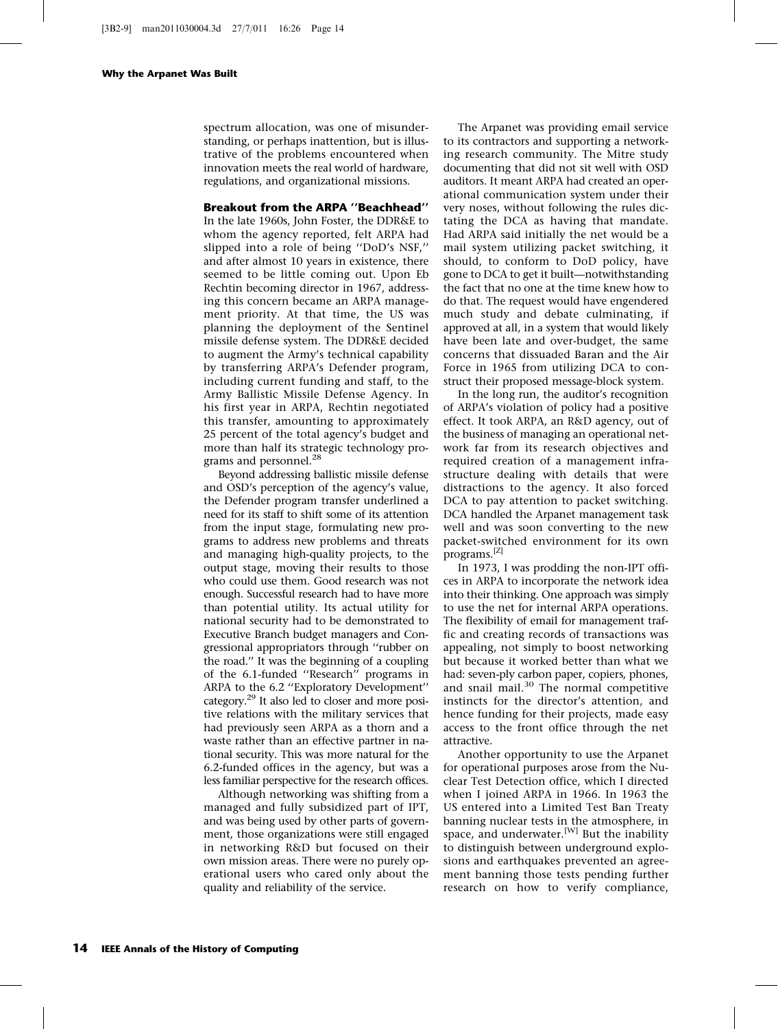spectrum allocation, was one of misunderstanding, or perhaps inattention, but is illustrative of the problems encountered when innovation meets the real world of hardware, regulations, and organizational missions.

### Breakout from the ARPA ''Beachhead''

In the late 1960s, John Foster, the DDR&E to whom the agency reported, felt ARPA had slipped into a role of being ''DoD's NSF,'' and after almost 10 years in existence, there seemed to be little coming out. Upon Eb Rechtin becoming director in 1967, addressing this concern became an ARPA management priority. At that time, the US was planning the deployment of the Sentinel missile defense system. The DDR&E decided to augment the Army's technical capability by transferring ARPA's Defender program, including current funding and staff, to the Army Ballistic Missile Defense Agency. In his first year in ARPA, Rechtin negotiated this transfer, amounting to approximately 25 percent of the total agency's budget and more than half its strategic technology programs and personnel.[28]

Beyond addressing ballistic missile defense and OSD's perception of the agency's value, the Defender program transfer underlined a need for its staff to shift some of its attention from the input stage, formulating new programs to address new problems and threats and managing high-quality projects, to the output stage, moving their results to those who could use them. Good research was not enough. Successful research had to have more than potential utility. Its actual utility for national security had to be demonstrated to Executive Branch budget managers and Congressional appropriators through ''rubber on the road.'' It was the beginning of a coupling of the 6.1-funded ''Research'' programs in ARPA to the 6.2 ''Exploratory Development'' category.[29] It also led to closer and more positive relations with the military services that had previously seen ARPA as a thorn and a waste rather than an effective partner in national security. This was more natural for the 6.2-funded offices in the agency, but was a less familiar perspective for the research offices.

Although networking was shifting from a managed and fully subsidized part of IPT, and was being used by other parts of government, those organizations were still engaged in networking R&D but focused on their own mission areas. There were no purely operational users who cared only about the quality and reliability of the service.

The Arpanet was providing email service to its contractors and supporting a networking research community. The Mitre study documenting that did not sit well with OSD auditors. It meant ARPA had created an operational communication system under their very noses, without following the rules dictating the DCA as having that mandate. Had ARPA said initially the net would be a mail system utilizing packet switching, it should, to conform to DoD policy, have gone to DCA to get it built—notwithstanding the fact that no one at the time knew how to do that. The request would have engendered much study and debate culminating, if approved at all, in a system that would likely have been late and over-budget, the same concerns that dissuaded Baran and the Air Force in 1965 from utilizing DCA to construct their proposed message-block system.

In the long run, the auditor's recognition of ARPA's violation of policy had a positive effect. It took ARPA, an R&D agency, out of the business of managing an operational network far from its research objectives and required creation of a management infrastructure dealing with details that were distractions to the agency. It also forced DCA to pay attention to packet switching. DCA handled the Arpanet management task well and was soon converting to the new packet-switched environment for its own programs.[Z]

In 1973, I was prodding the non-IPT offices in ARPA to incorporate the network idea into their thinking. One approach was simply to use the net for internal ARPA operations. The flexibility of email for management traffic and creating records of transactions was appealing, not simply to boost networking but because it worked better than what we had: seven-ply carbon paper, copiers, phones, and snail mail.[30] The normal competitive instincts for the director's attention, and hence funding for their projects, made easy access to the front office through the net attractive.

Another opportunity to use the Arpanet for operational purposes arose from the Nuclear Test Detection office, which I directed when I joined ARPA in 1966. In 1963 the US entered into a Limited Test Ban Treaty banning nuclear tests in the atmosphere, in space, and underwater.[W] But the inability to distinguish between underground explosions and earthquakes prevented an agreement banning those tests pending further research on how to verify compliance,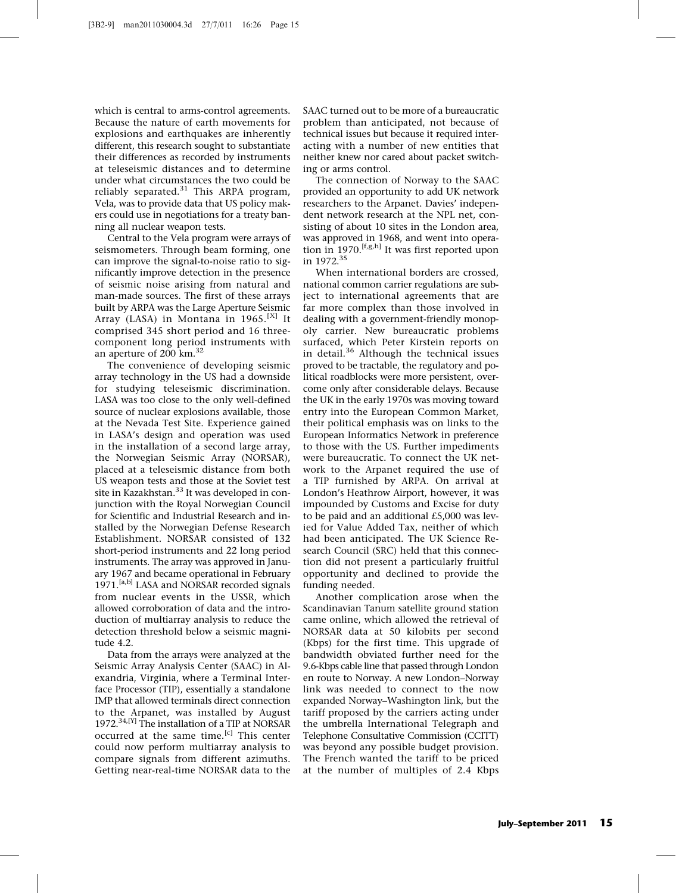which is central to arms-control agreements. Because the nature of earth movements for explosions and earthquakes are inherently different, this research sought to substantiate their differences as recorded by instruments at teleseismic distances and to determine under what circumstances the two could be reliably separated.[31] This ARPA program, Vela, was to provide data that US policy makers could use in negotiations for a treaty banning all nuclear weapon tests.

Central to the Vela program were arrays of seismometers. Through beam forming, one can improve the signal-to-noise ratio to significantly improve detection in the presence of seismic noise arising from natural and man-made sources. The first of these arrays built by ARPA was the Large Aperture Seismic Array (LASA) in Montana in 1965.[X] It comprised 345 short period and 16 three-component long period instruments with an aperture of 200 km.[32]

The convenience of developing seismic array technology in the US had a downside for studying teleseismic discrimination. LASA was too close to the only well-defined source of nuclear explosions available, those at the Nevada Test Site. Experience gained in LASA's design and operation was used in the installation of a second large array, the Norwegian Seismic Array (NORSAR), placed at a teleseismic distance from both US weapon tests and those at the Soviet test site in Kazakhstan.[33] It was developed in conjunction with the Royal Norwegian Council for Scientific and Industrial Research and installed by the Norwegian Defense Research Establishment. NORSAR consisted of 132 short-period instruments and 22 long period instruments. The array was approved in January 1967 and became operational in February 1971.[a,b] LASA and NORSAR recorded signals from nuclear events in the USSR, which allowed corroboration of data and the introduction of multiarray analysis to reduce the detection threshold below a seismic magnitude 4.2.

Data from the arrays were analyzed at the Seismic Array Analysis Center (SAAC) in Alexandria, Virginia, where a Terminal Interface Processor (TIP), essentially a standalone IMP that allowed terminals direct connection to the Arpanet, was installed by August 1972.[34,Y] The installation of a TIP at NORSAR occurred at the same time.[c] This center could now perform multiarray analysis to compare signals from different azimuths. Getting near-real-time NORSAR data to the SAAC turned out to be more of a bureaucratic problem than anticipated, not because of technical issues but because it required interacting with a number of new entities that neither knew nor cared about packet switching or arms control.

The connection of Norway to the SAAC provided an opportunity to add UK network researchers to the Arpanet. Davies' independent network research at the NPL net, consisting of about 10 sites in the London area, was approved in 1968, and went into operation in 1970.[f,g,h] It was first reported upon in 1972.[35]

When international borders are crossed, national common carrier regulations are subject to international agreements that are far more complex than those involved in dealing with a government-friendly monopoly carrier. New bureaucratic problems surfaced, which Peter Kirstein reports on in detail.[36] Although the technical issues proved to be tractable, the regulatory and political roadblocks were more persistent, overcome only after considerable delays. Because the UK in the early 1970s was moving toward entry into the European Common Market, their political emphasis was on links to the European Informatics Network in preference to those with the US. Further impediments were bureaucratic. To connect the UK network to the Arpanet required the use of a TIP furnished by ARPA. On arrival at London's Heathrow Airport, however, it was impounded by Customs and Excise for duty to be paid and an additional £5,000 was levied for Value Added Tax, neither of which had been anticipated. The UK Science Research Council (SRC) held that this connection did not present a particularly fruitful opportunity and declined to provide the funding needed.

Another complication arose when the Scandinavian Tanum satellite ground station came online, which allowed the retrieval of NORSAR data at 50 kilobits per second (Kbps) for the first time. This upgrade of bandwidth obviated further need for the 9.6-Kbps cable line that passed through London en route to Norway. A new London–Norway link was needed to connect to the now expanded Norway–Washington link, but the tariff proposed by the carriers acting under the umbrella International Telegraph and Telephone Consultative Commission (CCITT) was beyond any possible budget provision. The French wanted the tariff to be priced at the number of multiples of 2.4 Kbps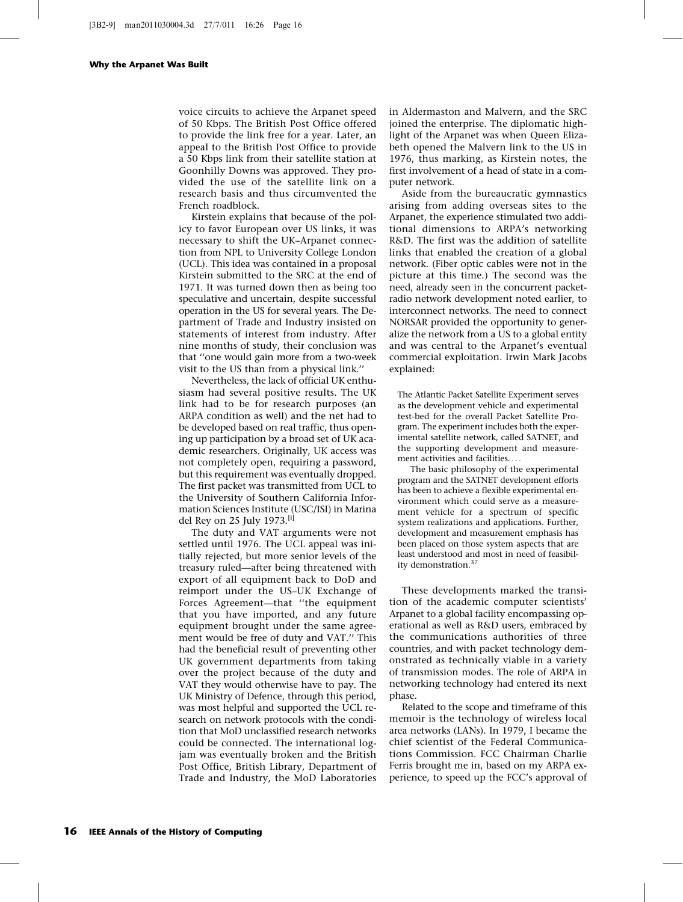voice circuits to achieve the Arpanet speed of 50 Kbps. The British Post Office offered to provide the link free for a year. Later, an appeal to the British Post Office to provide a 50 Kbps link from their satellite station at Goonhilly Downs was approved. They provided the use of the satellite link on a research basis and thus circumvented the French roadblock.

Kirstein explains that because of the policy to favor European over US links, it was necessary to shift the UK–Arpanet connection from NPL to University College London (UCL). This idea was contained in a proposal Kirstein submitted to the SRC at the end of 1971. It was turned down then as being too speculative and uncertain, despite successful operation in the US for several years. The Department of Trade and Industry insisted on statements of interest from industry. After nine months of study, their conclusion was that ''one would gain more from a two-week visit to the US than from a physical link.''

Nevertheless, the lack of official UK enthusiasm had several positive results. The UK link had to be for research purposes (an ARPA condition as well) and the net had to be developed based on real traffic, thus opening up participation by a broad set of UK academic researchers. Originally, UK access was not completely open, requiring a password, but this requirement was eventually dropped. The first packet was transmitted from UCL to the University of Southern California Information Sciences Institute (USC/ISI) in Marina del Rey on 25 July 1973.[i]

The duty and VAT arguments were not settled until 1976. The UCL appeal was initially rejected, but more senior levels of the treasury ruled—after being threatened with export of all equipment back to DoD and reimport under the US–UK Exchange of Forces Agreement—that ''the equipment that you have imported, and any future equipment brought under the same agreement would be free of duty and VAT.'' This had the beneficial result of preventing other UK government departments from taking over the project because of the duty and VAT they would otherwise have to pay. The UK Ministry of Defence, through this period, was most helpful and supported the UCL research on network protocols with the condition that MoD unclassified research networks could be connected. The international logjam was eventually broken and the British Post Office, British Library, Department of Trade and Industry, the MoD Laboratories in Aldermaston and Malvern, and the SRC joined the enterprise. The diplomatic highlight of the Arpanet was when Queen Elizabeth opened the Malvern link to the US in 1976, thus marking, as Kirstein notes, the first involvement of a head of state in a computer network.

Aside from the bureaucratic gymnastics arising from adding overseas sites to the Arpanet, the experience stimulated two additional dimensions to ARPA's networking R&D. The first was the addition of satellite links that enabled the creation of a global network. (Fiber optic cables were not in the picture at this time.) The second was the need, already seen in the concurrent packet-radio network development noted earlier, to interconnect networks. The need to connect NORSAR provided the opportunity to generalize the network from a US to a global entity and was central to the Arpanet's eventual commercial exploitation. Irwin Mark Jacobs explained:

> The Atlantic Packet Satellite Experiment serves as the development vehicle and experimental test-bed for the overall Packet Satellite Program. The experiment includes both the experimental satellite network, called SATNET, and the supporting development and measurement activities and facilities. . . .
>
> The basic philosophy of the experimental program and the SATNET development efforts has been to achieve a flexible experimental environment which could serve as a measurement vehicle for a spectrum of specific system realizations and applications. Further, development and measurement emphasis has been placed on those system aspects that are least understood and most in need of feasibility demonstration.[37]

These developments marked the transition of the academic computer scientists' Arpanet to a global facility encompassing operational as well as R&D users, embraced by the communications authorities of three countries, and with packet technology demonstrated as technically viable in a variety of transmission modes. The role of ARPA in networking technology had entered its next phase.

Related to the scope and timeframe of this memoir is the technology of wireless local area networks (LANs). In 1979, I became the chief scientist of the Federal Communications Commission. FCC Chairman Charlie Ferris brought me in, based on my ARPA experience, to speed up the FCC's approval of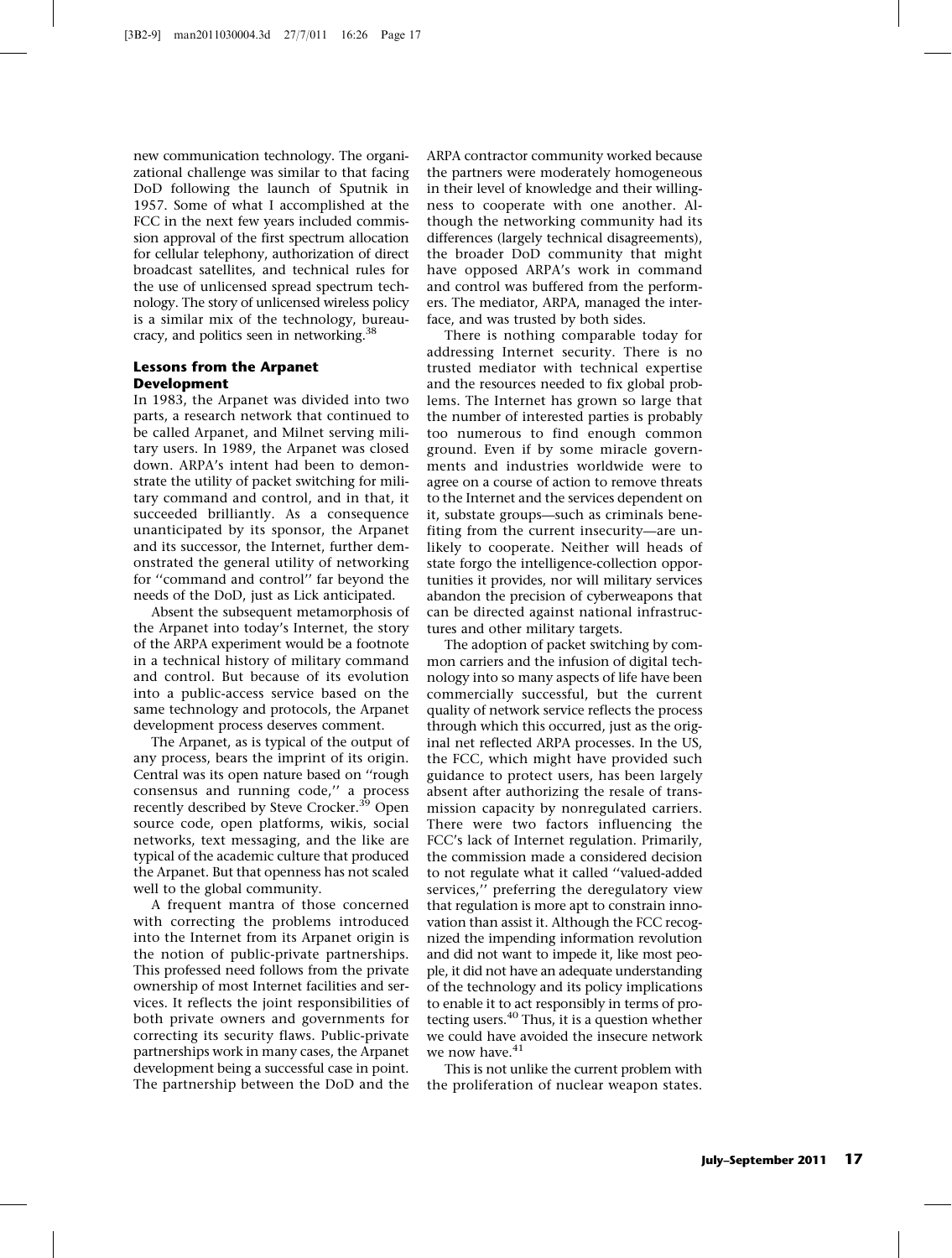new communication technology. The organizational challenge was similar to that facing DoD following the launch of Sputnik in 1957. Some of what I accomplished at the FCC in the next few years included commission approval of the first spectrum allocation for cellular telephony, authorization of direct broadcast satellites, and technical rules for the use of unlicensed spread spectrum technology. The story of unlicensed wireless policy is a similar mix of the technology, bureaucracy, and politics seen in networking.[38]

### Lessons from the Arpanet Development

In 1983, the Arpanet was divided into two parts, a research network that continued to be called Arpanet, and Milnet serving military users. In 1989, the Arpanet was closed down. ARPA's intent had been to demonstrate the utility of packet switching for military command and control, and in that, it succeeded brilliantly. As a consequence unanticipated by its sponsor, the Arpanet and its successor, the Internet, further demonstrated the general utility of networking for ''command and control'' far beyond the needs of the DoD, just as Lick anticipated.

Absent the subsequent metamorphosis of the Arpanet into today's Internet, the story of the ARPA experiment would be a footnote in a technical history of military command and control. But because of its evolution into a public-access service based on the same technology and protocols, the Arpanet development process deserves comment.

The Arpanet, as is typical of the output of any process, bears the imprint of its origin. Central was its open nature based on ''rough consensus and running code,'' a process recently described by Steve Crocker.[39] Open source code, open platforms, wikis, social networks, text messaging, and the like are typical of the academic culture that produced the Arpanet. But that openness has not scaled well to the global community.

A frequent mantra of those concerned with correcting the problems introduced into the Internet from its Arpanet origin is the notion of public-private partnerships. This professed need follows from the private ownership of most Internet facilities and services. It reflects the joint responsibilities of both private owners and governments for correcting its security flaws. Public-private partnerships work in many cases, the Arpanet development being a successful case in point. The partnership between the DoD and the ARPA contractor community worked because the partners were moderately homogeneous in their level of knowledge and their willingness to cooperate with one another. Although the networking community had its differences (largely technical disagreements), the broader DoD community that might have opposed ARPA's work in command and control was buffered from the performers. The mediator, ARPA, managed the interface, and was trusted by both sides.

There is nothing comparable today for addressing Internet security. There is no trusted mediator with technical expertise and the resources needed to fix global problems. The Internet has grown so large that the number of interested parties is probably too numerous to find enough common ground. Even if by some miracle governments and industries worldwide were to agree on a course of action to remove threats to the Internet and the services dependent on it, substate groups—such as criminals benefiting from the current insecurity—are unlikely to cooperate. Neither will heads of state forgo the intelligence-collection opportunities it provides, nor will military services abandon the precision of cyberweapons that can be directed against national infrastructures and other military targets.

The adoption of packet switching by common carriers and the infusion of digital technology into so many aspects of life have been commercially successful, but the current quality of network service reflects the process through which this occurred, just as the original net reflected ARPA processes. In the US, the FCC, which might have provided such guidance to protect users, has been largely absent after authorizing the resale of transmission capacity by nonregulated carriers. There were two factors influencing the FCC's lack of Internet regulation. Primarily, the commission made a considered decision to not regulate what it called ''valued-added services,'' preferring the deregulatory view that regulation is more apt to constrain innovation than assist it. Although the FCC recognized the impending information revolution and did not want to impede it, like most people, it did not have an adequate understanding of the technology and its policy implications to enable it to act responsibly in terms of protecting users.[40] Thus, it is a question whether we could have avoided the insecure network we now have.[41]

This is not unlike the current problem with the proliferation of nuclear weapon states.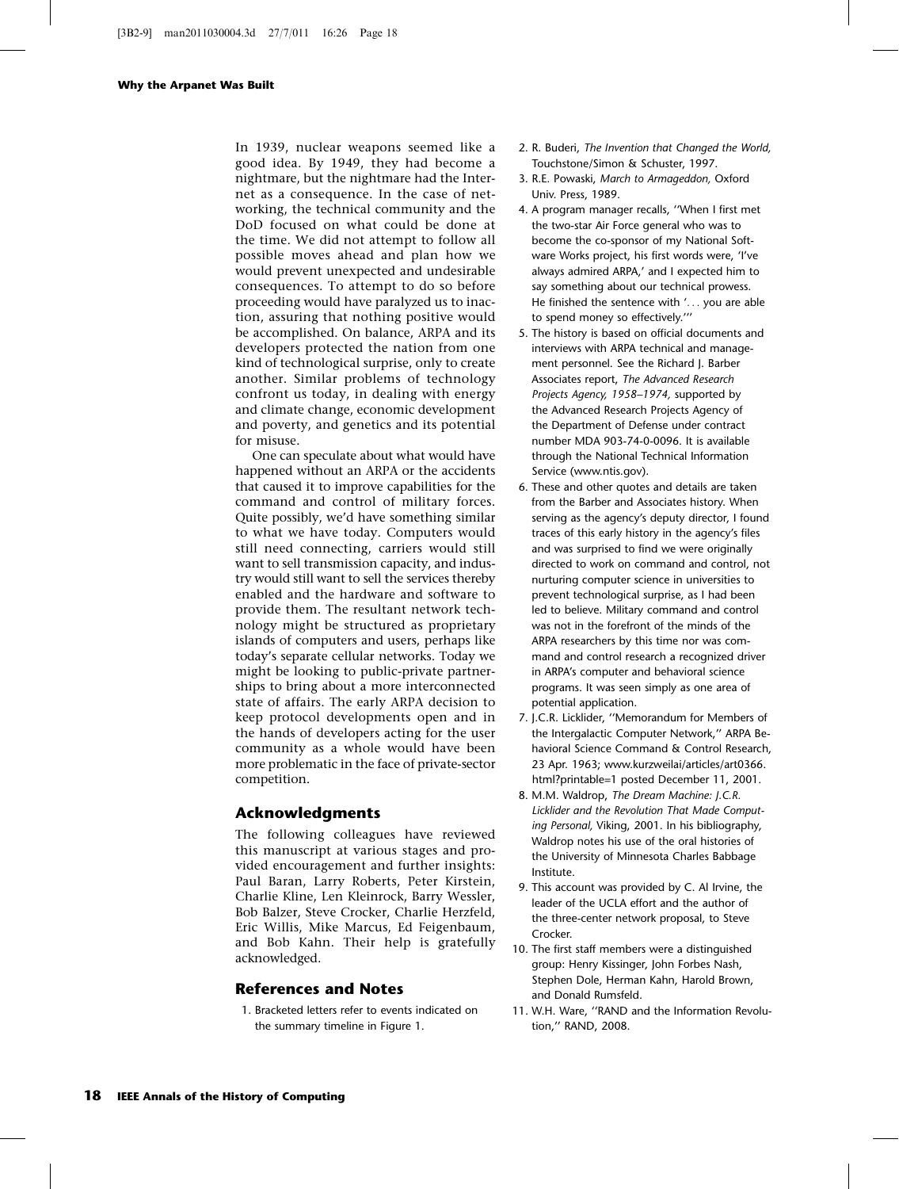In 1939, nuclear weapons seemed like a good idea. By 1949, they had become a nightmare, but the nightmare had the Internet as a consequence. In the case of networking, the technical community and the DoD focused on what could be done at the time. We did not attempt to follow all possible moves ahead and plan how we would prevent unexpected and undesirable consequences. To attempt to do so before proceeding would have paralyzed us to inaction, assuring that nothing positive would be accomplished. On balance, ARPA and its developers protected the nation from one kind of technological surprise, only to create another. Similar problems of technology confront us today, in dealing with energy and climate change, economic development and poverty, and genetics and its potential for misuse.

One can speculate about what would have happened without an ARPA or the accidents that caused it to improve capabilities for the command and control of military forces. Quite possibly, we'd have something similar to what we have today. Computers would still need connecting, carriers would still want to sell transmission capacity, and industry would still want to sell the services thereby enabled and the hardware and software to provide them. The resultant network technology might be structured as proprietary islands of computers and users, perhaps like today's separate cellular networks. Today we might be looking to public-private partnerships to bring about a more interconnected state of affairs. The early ARPA decision to keep protocol developments open and in the hands of developers acting for the user community as a whole would have been more problematic in the face of private-sector competition.

## Acknowledgments

The following colleagues have reviewed this manuscript at various stages and provided encouragement and further insights: Paul Baran, Larry Roberts, Peter Kirstein, Charlie Kline, Len Kleinrock, Barry Wessler, Bob Balzer, Steve Crocker, Charlie Herzfeld, Eric Willis, Mike Marcus, Ed Feigenbaum, and Bob Kahn. Their help is gratefully acknowledged.

## References and Notes

1. Bracketed letters refer to events indicated on the summary timeline in Figure 1.
2. R. Buderi, *The Invention that Changed the World,* Touchstone/Simon & Schuster, 1997.
3. R.E. Powaski, *March to Armageddon,* Oxford Univ. Press, 1989.
4. A program manager recalls, ''When I first met the two-star Air Force general who was to become the co-sponsor of my National Software Works project, his first words were, 'I've always admired ARPA,' and I expected him to say something about our technical prowess. He finished the sentence with '... you are able to spend money so effectively.'''
5. The history is based on official documents and interviews with ARPA technical and management personnel. See the Richard J. Barber Associates report, *The Advanced Research Projects Agency, 1958–1974,* supported by the Advanced Research Projects Agency of the Department of Defense under contract number MDA 903-74-0-0096. It is available through the National Technical Information Service (www.ntis.gov).
6. These and other quotes and details are taken from the Barber and Associates history. When serving as the agency's deputy director, I found traces of this early history in the agency's files and was surprised to find we were originally directed to work on command and control, not nurturing computer science in universities to prevent technological surprise, as I had been led to believe. Military command and control was not in the forefront of the minds of the ARPA researchers by this time nor was command and control research a recognized driver in ARPA's computer and behavioral science programs. It was seen simply as one area of potential application.
7. J.C.R. Licklider, ''Memorandum for Members of the Intergalactic Computer Network,'' ARPA Behavioral Science Command & Control Research, 23 Apr. 1963; www.kurzweilai/articles/art0366.html?printable=1 posted December 11, 2001.
8. M.M. Waldrop, *The Dream Machine: J.C.R. Licklider and the Revolution That Made Computing Personal,* Viking, 2001. In his bibliography, Waldrop notes his use of the oral histories of the University of Minnesota Charles Babbage Institute.
9. This account was provided by C. Al Irvine, the leader of the UCLA effort and the author of the three-center network proposal, to Steve Crocker.
10. The first staff members were a distinguished group: Henry Kissinger, John Forbes Nash, Stephen Dole, Herman Kahn, Harold Brown, and Donald Rumsfeld.
11. W.H. Ware, ''RAND and the Information Revolution,'' RAND, 2008.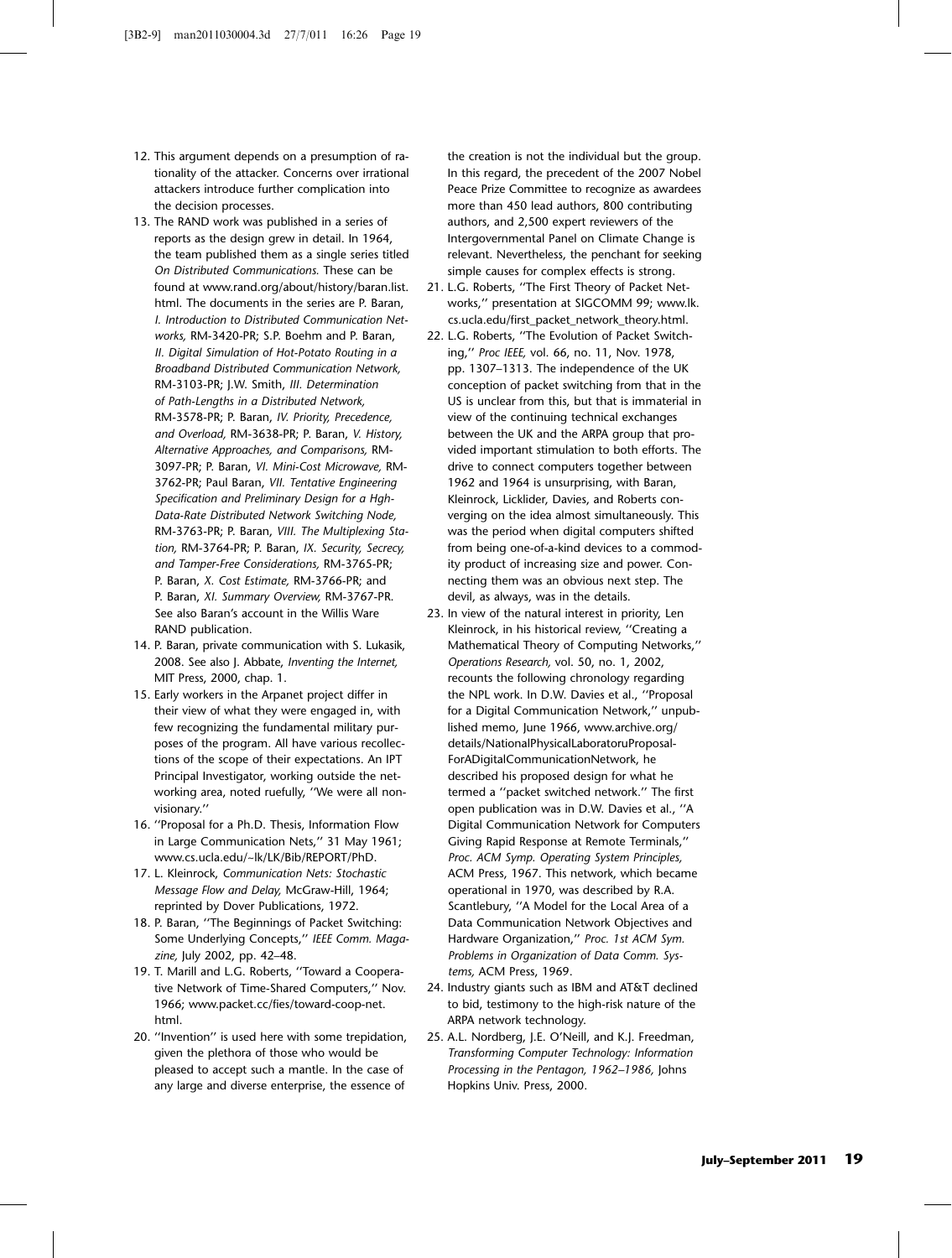12. This argument depends on a presumption of rationality of the attacker. Concerns over irrational attackers introduce further complication into the decision processes.
13. The RAND work was published in a series of reports as the design grew in detail. In 1964, the team published them as a single series titled *On Distributed Communications.* These can be found at www.rand.org/about/history/baran.list.html. The documents in the series are P. Baran, *I. Introduction to Distributed Communication Networks,* RM-3420-PR; S.P. Boehm and P. Baran, *II. Digital Simulation of Hot-Potato Routing in a Broadband Distributed Communication Network,* RM-3103-PR; J.W. Smith, *III. Determination of Path-Lengths in a Distributed Network,* RM-3578-PR; P. Baran, *IV. Priority, Precedence, and Overload,* RM-3638-PR; P. Baran, *V. History, Alternative Approaches, and Comparisons,* RM-3097-PR; P. Baran, *VI. Mini-Cost Microwave,* RM-3762-PR; Paul Baran, *VII. Tentative Engineering Specification and Preliminary Design for a Hgh-Data-Rate Distributed Network Switching Node,* RM-3763-PR; P. Baran, *VIII. The Multiplexing Station,* RM-3764-PR; P. Baran, *IX. Security, Secrecy, and Tamper-Free Considerations,* RM-3765-PR; P. Baran, *X. Cost Estimate,* RM-3766-PR; and P. Baran, *XI. Summary Overview,* RM-3767-PR. See also Baran's account in the Willis Ware RAND publication.
14. P. Baran, private communication with S. Lukasik, 2008. See also J. Abbate, *Inventing the Internet,* MIT Press, 2000, chap. 1.
15. Early workers in the Arpanet project differ in their view of what they were engaged in, with few recognizing the fundamental military purposes of the program. All have various recollections of the scope of their expectations. An IPT Principal Investigator, working outside the networking area, noted ruefully, ''We were all nonvisionary.''
16. ''Proposal for a Ph.D. Thesis, Information Flow in Large Communication Nets,'' 31 May 1961; www.cs.ucla.edu/~lk/LK/Bib/REPORT/PhD.
17. L. Kleinrock, *Communication Nets: Stochastic Message Flow and Delay,* McGraw-Hill, 1964; reprinted by Dover Publications, 1972.
18. P. Baran, ''The Beginnings of Packet Switching: Some Underlying Concepts,'' *IEEE Comm. Magazine,* July 2002, pp. 42–48.
19. T. Marill and L.G. Roberts, ''Toward a Cooperative Network of Time-Shared Computers,'' Nov. 1966; www.packet.cc/fies/toward-coop-net.html.
20. ''Invention'' is used here with some trepidation, given the plethora of those who would be pleased to accept such a mantle. In the case of any large and diverse enterprise, the essence of the creation is not the individual but the group. In this regard, the precedent of the 2007 Nobel Peace Prize Committee to recognize as awardees more than 450 lead authors, 800 contributing authors, and 2,500 expert reviewers of the Intergovernmental Panel on Climate Change is relevant. Nevertheless, the penchant for seeking simple causes for complex effects is strong.
21. L.G. Roberts, ''The First Theory of Packet Networks,'' presentation at SIGCOMM 99; www.lk.cs.ucla.edu/first_packet_network_theory.html.
22. L.G. Roberts, ''The Evolution of Packet Switching,'' *Proc IEEE,* vol. 66, no. 11, Nov. 1978, pp. 1307–1313. The independence of the UK conception of packet switching from that in the US is unclear from this, but that is immaterial in view of the continuing technical exchanges between the UK and the ARPA group that provided important stimulation to both efforts. The drive to connect computers together between 1962 and 1964 is unsurprising, with Baran, Kleinrock, Licklider, Davies, and Roberts converging on the idea almost simultaneously. This was the period when digital computers shifted from being one-of-a-kind devices to a commodity product of increasing size and power. Connecting them was an obvious next step. The devil, as always, was in the details.
23. In view of the natural interest in priority, Len Kleinrock, in his historical review, ''Creating a Mathematical Theory of Computing Networks,'' *Operations Research,* vol. 50, no. 1, 2002, recounts the following chronology regarding the NPL work. In D.W. Davies et al., ''Proposal for a Digital Communication Network,'' unpublished memo, June 1966, www.archive.org/details/NationalPhysicalLaboratoruProposalForADigitalCommunicationNetwork, he described his proposed design for what he termed a ''packet switched network.'' The first open publication was in D.W. Davies et al., ''A Digital Communication Network for Computers Giving Rapid Response at Remote Terminals,'' *Proc. ACM Symp. Operating System Principles,* ACM Press, 1967. This network, which became operational in 1970, was described by R.A. Scantlebury, ''A Model for the Local Area of a Data Communication Network Objectives and Hardware Organization,'' *Proc. 1st ACM Sym. Problems in Organization of Data Comm. Systems,* ACM Press, 1969.
24. Industry giants such as IBM and AT&T declined to bid, testimony to the high-risk nature of the ARPA network technology.
25. A.L. Nordberg, J.E. O'Neill, and K.J. Freedman, *Transforming Computer Technology: Information Processing in the Pentagon, 1962–1986,* Johns Hopkins Univ. Press, 2000.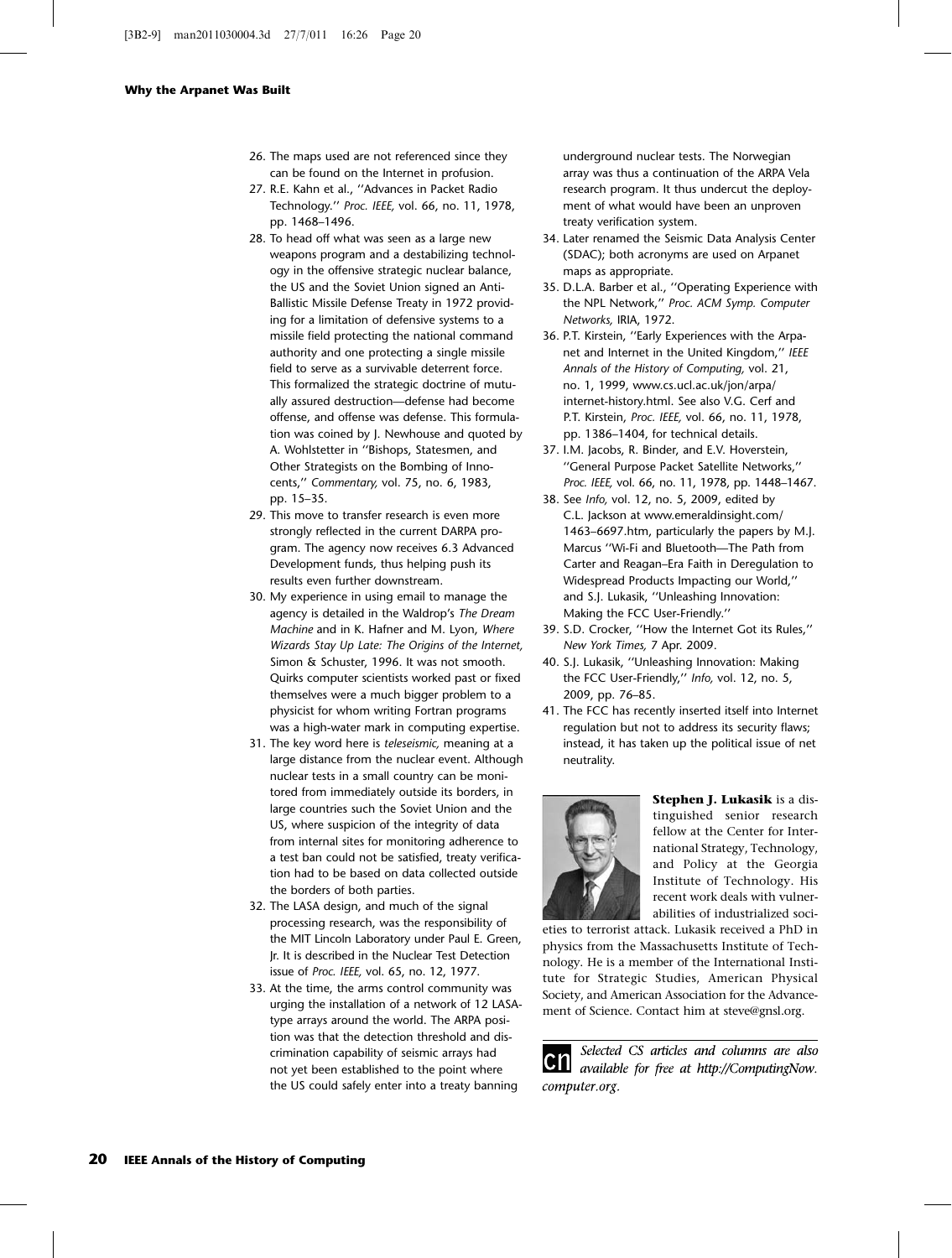26. The maps used are not referenced since they can be found on the Internet in profusion.
27. R.E. Kahn et al., ''Advances in Packet Radio Technology.'' *Proc. IEEE,* vol. 66, no. 11, 1978, pp. 1468–1496.
28. To head off what was seen as a large new weapons program and a destabilizing technology in the offensive strategic nuclear balance, the US and the Soviet Union signed an Anti-Ballistic Missile Defense Treaty in 1972 providing for a limitation of defensive systems to a missile field protecting the national command authority and one protecting a single missile field to serve as a survivable deterrent force. This formalized the strategic doctrine of mutually assured destruction—defense had become offense, and offense was defense. This formulation was coined by J. Newhouse and quoted by A. Wohlstetter in ''Bishops, Statesmen, and Other Strategists on the Bombing of Innocents,'' *Commentary,* vol. 75, no. 6, 1983, pp. 15–35.
29. This move to transfer research is even more strongly reflected in the current DARPA program. The agency now receives 6.3 Advanced Development funds, thus helping push its results even further downstream.
30. My experience in using email to manage the agency is detailed in the Waldrop's *The Dream Machine* and in K. Hafner and M. Lyon, *Where Wizards Stay Up Late: The Origins of the Internet,* Simon & Schuster, 1996. It was not smooth. Quirks computer scientists worked past or fixed themselves were a much bigger problem to a physicist for whom writing Fortran programs was a high-water mark in computing expertise.
31. The key word here is *teleseismic,* meaning at a large distance from the nuclear event. Although nuclear tests in a small country can be monitored from immediately outside its borders, in large countries such the Soviet Union and the US, where suspicion of the integrity of data from internal sites for monitoring adherence to a test ban could not be satisfied, treaty verification had to be based on data collected outside the borders of both parties.
32. The LASA design, and much of the signal processing research, was the responsibility of the MIT Lincoln Laboratory under Paul E. Green, Jr. It is described in the Nuclear Test Detection issue of *Proc. IEEE,* vol. 65, no. 12, 1977.
33. At the time, the arms control community was urging the installation of a network of 12 LASA-type arrays around the world. The ARPA position was that the detection threshold and discrimination capability of seismic arrays had not yet been established to the point where the US could safely enter into a treaty banning underground nuclear tests. The Norwegian array was thus a continuation of the ARPA Vela research program. It thus undercut the deployment of what would have been an unproven treaty verification system.
34. Later renamed the Seismic Data Analysis Center (SDAC); both acronyms are used on Arpanet maps as appropriate.
35. D.L.A. Barber et al., ''Operating Experience with the NPL Network,'' *Proc. ACM Symp. Computer Networks,* IRIA, 1972.
36. P.T. Kirstein, ''Early Experiences with the Arpanet and Internet in the United Kingdom,'' *IEEE Annals of the History of Computing,* vol. 21, no. 1, 1999, www.cs.ucl.ac.uk/jon/arpa/internet-history.html. See also V.G. Cerf and P.T. Kirstein, *Proc. IEEE,* vol. 66, no. 11, 1978, pp. 1386–1404, for technical details.
37. I.M. Jacobs, R. Binder, and E.V. Hoverstein, ''General Purpose Packet Satellite Networks,'' *Proc. IEEE,* vol. 66, no. 11, 1978, pp. 1448–1467.
38. See *Info,* vol. 12, no. 5, 2009, edited by C.L. Jackson at www.emeraldinsight.com/1463–6697.htm, particularly the papers by M.J. Marcus ''Wi-Fi and Bluetooth—The Path from Carter and Reagan–Era Faith in Deregulation to Widespread Products Impacting our World,'' and S.J. Lukasik, ''Unleashing Innovation: Making the FCC User-Friendly.''
39. S.D. Crocker, ''How the Internet Got its Rules,'' *New York Times,* 7 Apr. 2009.
40. S.J. Lukasik, ''Unleashing Innovation: Making the FCC User-Friendly,'' *Info,* vol. 12, no. 5, 2009, pp. 76–85.
41. The FCC has recently inserted itself into Internet regulation but not to address its security flaws; instead, it has taken up the political issue of net neutrality.

**Stephen J. Lukasik** is a distinguished senior research fellow at the Center for International Strategy, Technology, and Policy at the Georgia Institute of Technology. His recent work deals with vulnerabilities of industrialized societies to terrorist attack. Lukasik received a PhD in physics from the Massachusetts Institute of Technology. He is a member of the International Institute for Strategic Studies, American Physical Society, and American Association for the Advancement of Science. Contact him at steve@gnsl.org.

*Selected CS articles and columns are also available for free at http://ComputingNow.computer.org.*